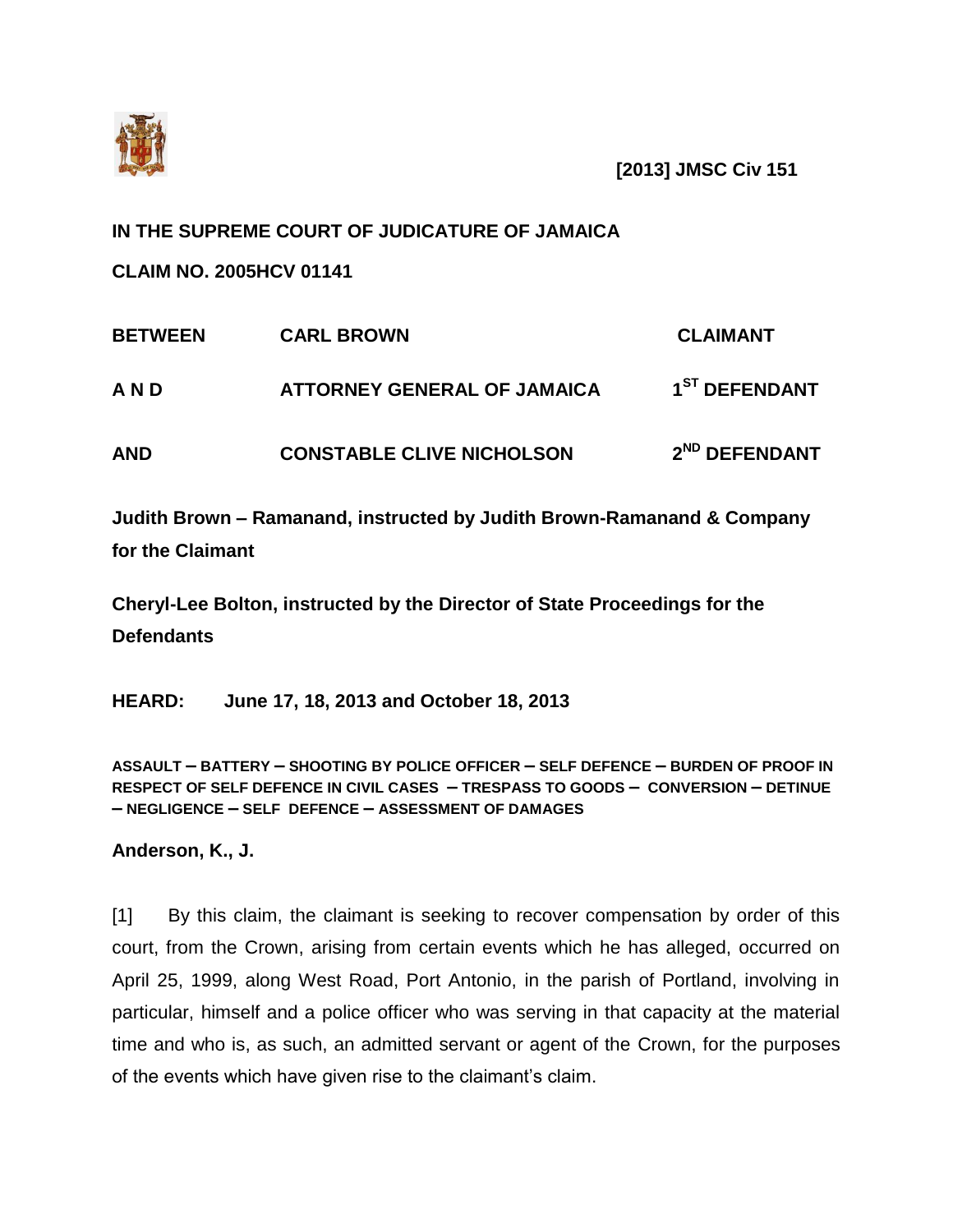**[2013] JMSC Civ 151**

**IN THE SUPREME COURT OF JUDICATURE OF JAMAICA**

**CLAIM NO. 2005HCV 01141**

| | | |
|---|---|---|
| **BETWEEN** | **CARL BROWN** | **CLAIMANT** |
| **A N D** | **ATTORNEY GENERAL OF JAMAICA** | **1ST DEFENDANT** |
| **AND** | **CONSTABLE CLIVE NICHOLSON** | **2ND DEFENDANT** |

**Judith Brown – Ramanand, instructed by Judith Brown-Ramanand & Company for the Claimant**

**Cheryl-Lee Bolton, instructed by the Director of State Proceedings for the Defendants**

**HEARD: June 17, 18, 2013 and October 18, 2013**

**ASSAULT – BATTERY – SHOOTING BY POLICE OFFICER – SELF DEFENCE – BURDEN OF PROOF IN RESPECT OF SELF DEFENCE IN CIVIL CASES – TRESPASS TO GOODS – CONVERSION – DETINUE – NEGLIGENCE – SELF DEFENCE – ASSESSMENT OF DAMAGES**

**Anderson, K., J.**

[1] By this claim, the claimant is seeking to recover compensation by order of this court, from the Crown, arising from certain events which he has alleged, occurred on April 25, 1999, along West Road, Port Antonio, in the parish of Portland, involving in particular, himself and a police officer who was serving in that capacity at the material time and who is, as such, an admitted servant or agent of the Crown, for the purposes of the events which have given rise to the claimant's claim.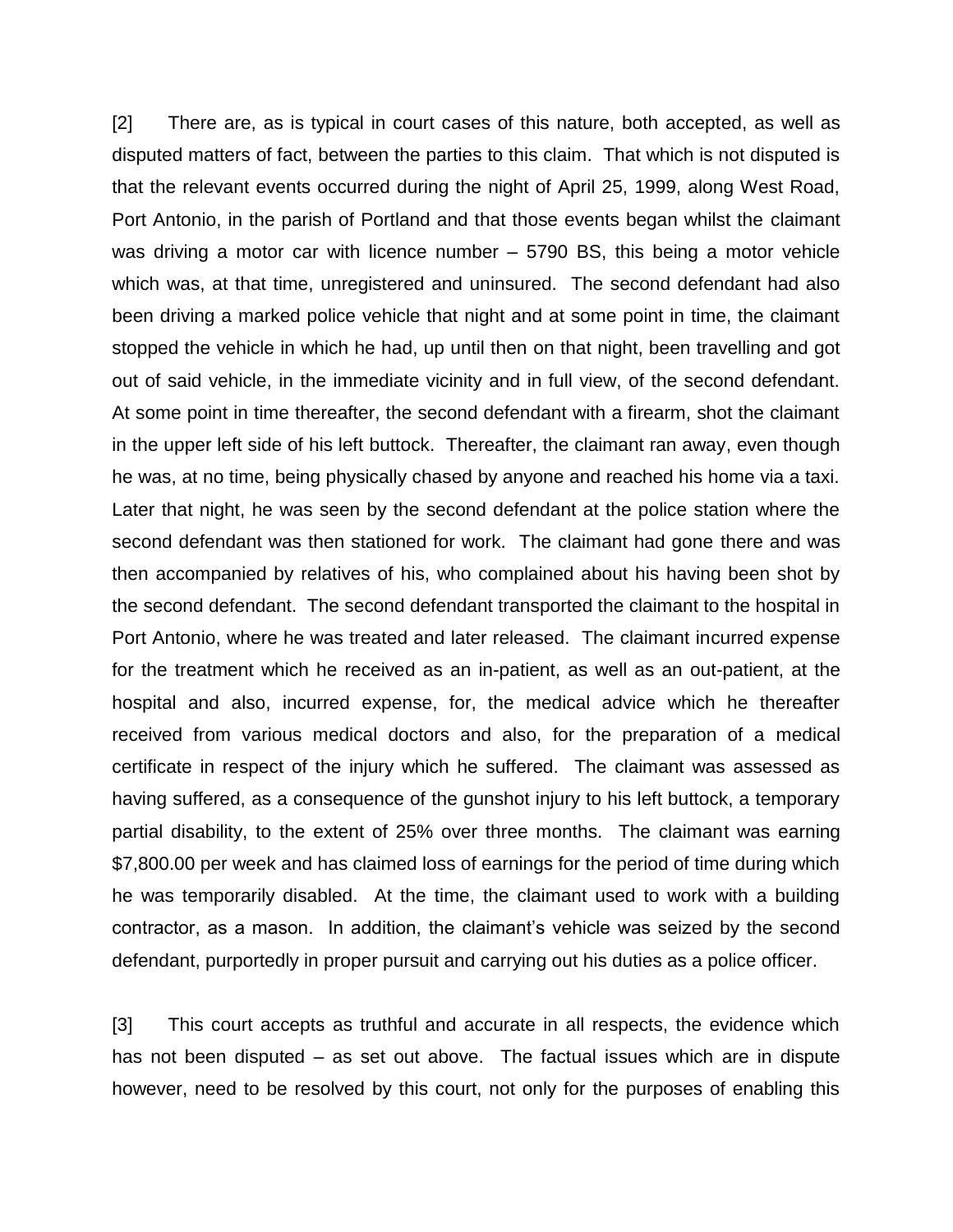[2] There are, as is typical in court cases of this nature, both accepted, as well as disputed matters of fact, between the parties to this claim. That which is not disputed is that the relevant events occurred during the night of April 25, 1999, along West Road, Port Antonio, in the parish of Portland and that those events began whilst the claimant was driving a motor car with licence number – 5790 BS, this being a motor vehicle which was, at that time, unregistered and uninsured. The second defendant had also been driving a marked police vehicle that night and at some point in time, the claimant stopped the vehicle in which he had, up until then on that night, been travelling and got out of said vehicle, in the immediate vicinity and in full view, of the second defendant. At some point in time thereafter, the second defendant with a firearm, shot the claimant in the upper left side of his left buttock. Thereafter, the claimant ran away, even though he was, at no time, being physically chased by anyone and reached his home via a taxi. Later that night, he was seen by the second defendant at the police station where the second defendant was then stationed for work. The claimant had gone there and was then accompanied by relatives of his, who complained about his having been shot by the second defendant. The second defendant transported the claimant to the hospital in Port Antonio, where he was treated and later released. The claimant incurred expense for the treatment which he received as an in-patient, as well as an out-patient, at the hospital and also, incurred expense, for, the medical advice which he thereafter received from various medical doctors and also, for the preparation of a medical certificate in respect of the injury which he suffered. The claimant was assessed as having suffered, as a consequence of the gunshot injury to his left buttock, a temporary partial disability, to the extent of 25% over three months. The claimant was earning $7,800.00 per week and has claimed loss of earnings for the period of time during which he was temporarily disabled. At the time, the claimant used to work with a building contractor, as a mason. In addition, the claimant's vehicle was seized by the second defendant, purportedly in proper pursuit and carrying out his duties as a police officer.

[3] This court accepts as truthful and accurate in all respects, the evidence which has not been disputed – as set out above. The factual issues which are in dispute however, need to be resolved by this court, not only for the purposes of enabling this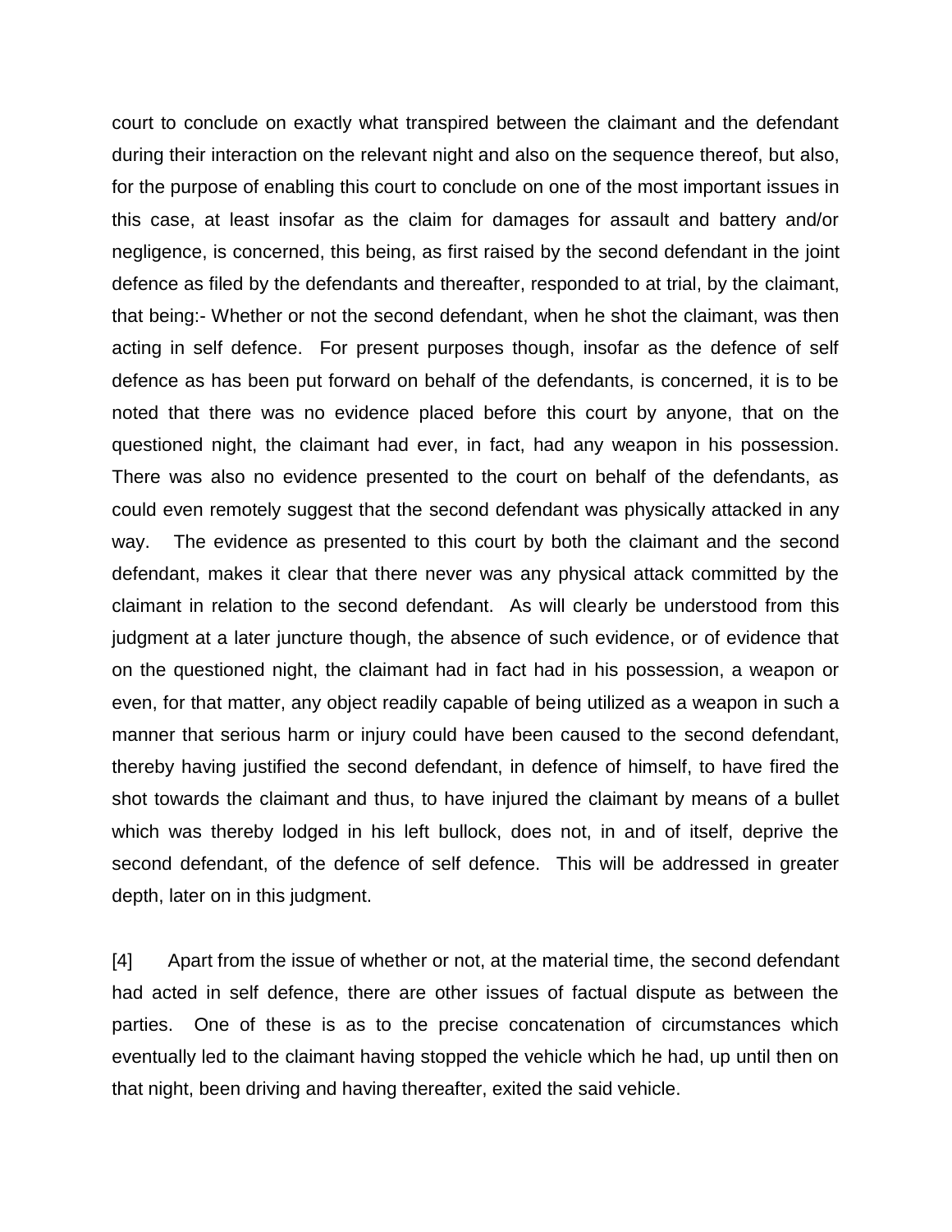court to conclude on exactly what transpired between the claimant and the defendant during their interaction on the relevant night and also on the sequence thereof, but also, for the purpose of enabling this court to conclude on one of the most important issues in this case, at least insofar as the claim for damages for assault and battery and/or negligence, is concerned, this being, as first raised by the second defendant in the joint defence as filed by the defendants and thereafter, responded to at trial, by the claimant, that being:- Whether or not the second defendant, when he shot the claimant, was then acting in self defence. For present purposes though, insofar as the defence of self defence as has been put forward on behalf of the defendants, is concerned, it is to be noted that there was no evidence placed before this court by anyone, that on the questioned night, the claimant had ever, in fact, had any weapon in his possession. There was also no evidence presented to the court on behalf of the defendants, as could even remotely suggest that the second defendant was physically attacked in any way. The evidence as presented to this court by both the claimant and the second defendant, makes it clear that there never was any physical attack committed by the claimant in relation to the second defendant. As will clearly be understood from this judgment at a later juncture though, the absence of such evidence, or of evidence that on the questioned night, the claimant had in fact had in his possession, a weapon or even, for that matter, any object readily capable of being utilized as a weapon in such a manner that serious harm or injury could have been caused to the second defendant, thereby having justified the second defendant, in defence of himself, to have fired the shot towards the claimant and thus, to have injured the claimant by means of a bullet which was thereby lodged in his left bullock, does not, in and of itself, deprive the second defendant, of the defence of self defence. This will be addressed in greater depth, later on in this judgment.

[4] Apart from the issue of whether or not, at the material time, the second defendant had acted in self defence, there are other issues of factual dispute as between the parties. One of these is as to the precise concatenation of circumstances which eventually led to the claimant having stopped the vehicle which he had, up until then on that night, been driving and having thereafter, exited the said vehicle.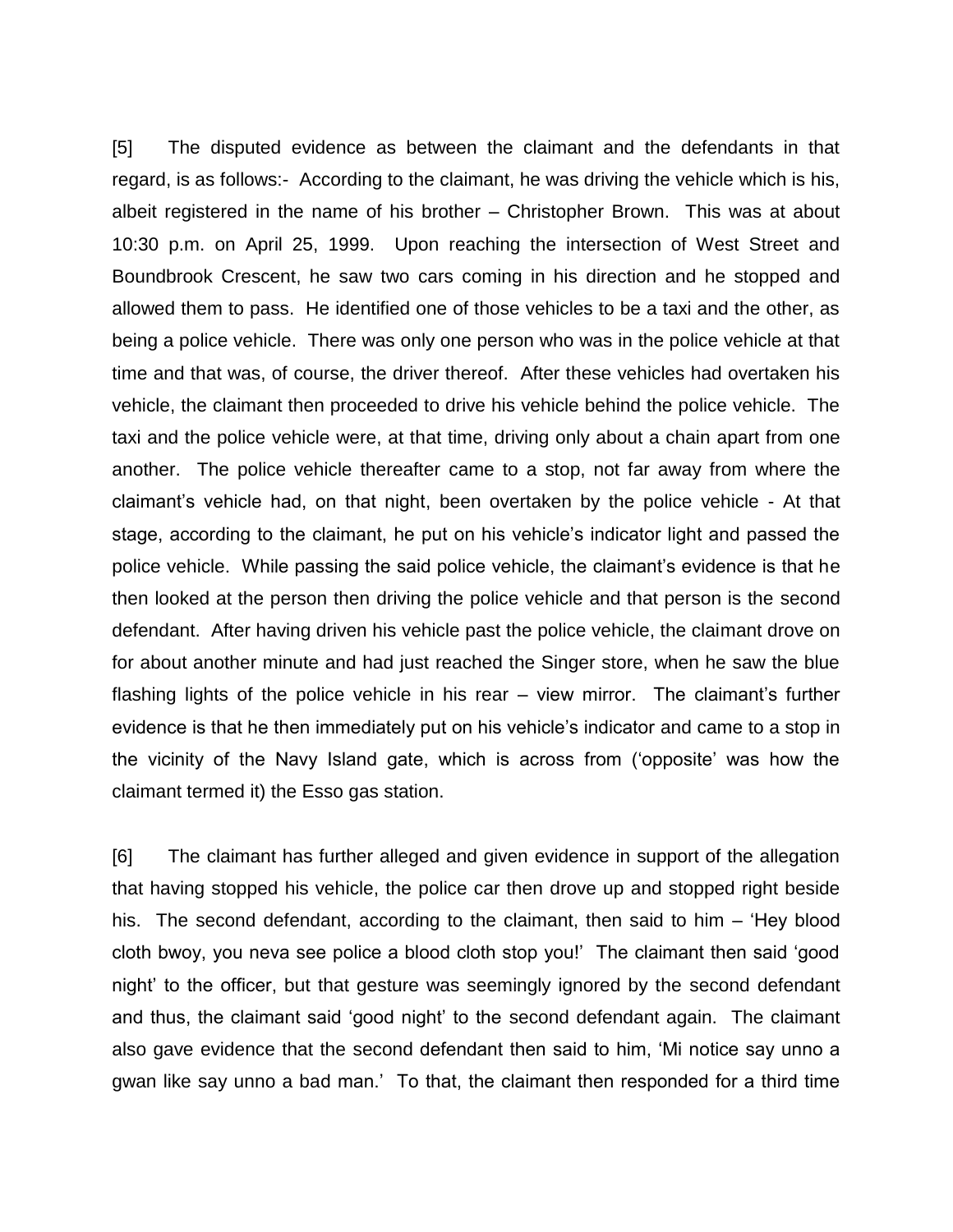[5] The disputed evidence as between the claimant and the defendants in that regard, is as follows:- According to the claimant, he was driving the vehicle which is his, albeit registered in the name of his brother – Christopher Brown. This was at about 10:30 p.m. on April 25, 1999. Upon reaching the intersection of West Street and Boundbrook Crescent, he saw two cars coming in his direction and he stopped and allowed them to pass. He identified one of those vehicles to be a taxi and the other, as being a police vehicle. There was only one person who was in the police vehicle at that time and that was, of course, the driver thereof. After these vehicles had overtaken his vehicle, the claimant then proceeded to drive his vehicle behind the police vehicle. The taxi and the police vehicle were, at that time, driving only about a chain apart from one another. The police vehicle thereafter came to a stop, not far away from where the claimant's vehicle had, on that night, been overtaken by the police vehicle - At that stage, according to the claimant, he put on his vehicle's indicator light and passed the police vehicle. While passing the said police vehicle, the claimant's evidence is that he then looked at the person then driving the police vehicle and that person is the second defendant. After having driven his vehicle past the police vehicle, the claimant drove on for about another minute and had just reached the Singer store, when he saw the blue flashing lights of the police vehicle in his rear – view mirror. The claimant's further evidence is that he then immediately put on his vehicle's indicator and came to a stop in the vicinity of the Navy Island gate, which is across from ('opposite' was how the claimant termed it) the Esso gas station.

[6] The claimant has further alleged and given evidence in support of the allegation that having stopped his vehicle, the police car then drove up and stopped right beside his. The second defendant, according to the claimant, then said to him – 'Hey blood cloth bwoy, you neva see police a blood cloth stop you!' The claimant then said 'good night' to the officer, but that gesture was seemingly ignored by the second defendant and thus, the claimant said 'good night' to the second defendant again. The claimant also gave evidence that the second defendant then said to him, 'Mi notice say unno a gwan like say unno a bad man.' To that, the claimant then responded for a third time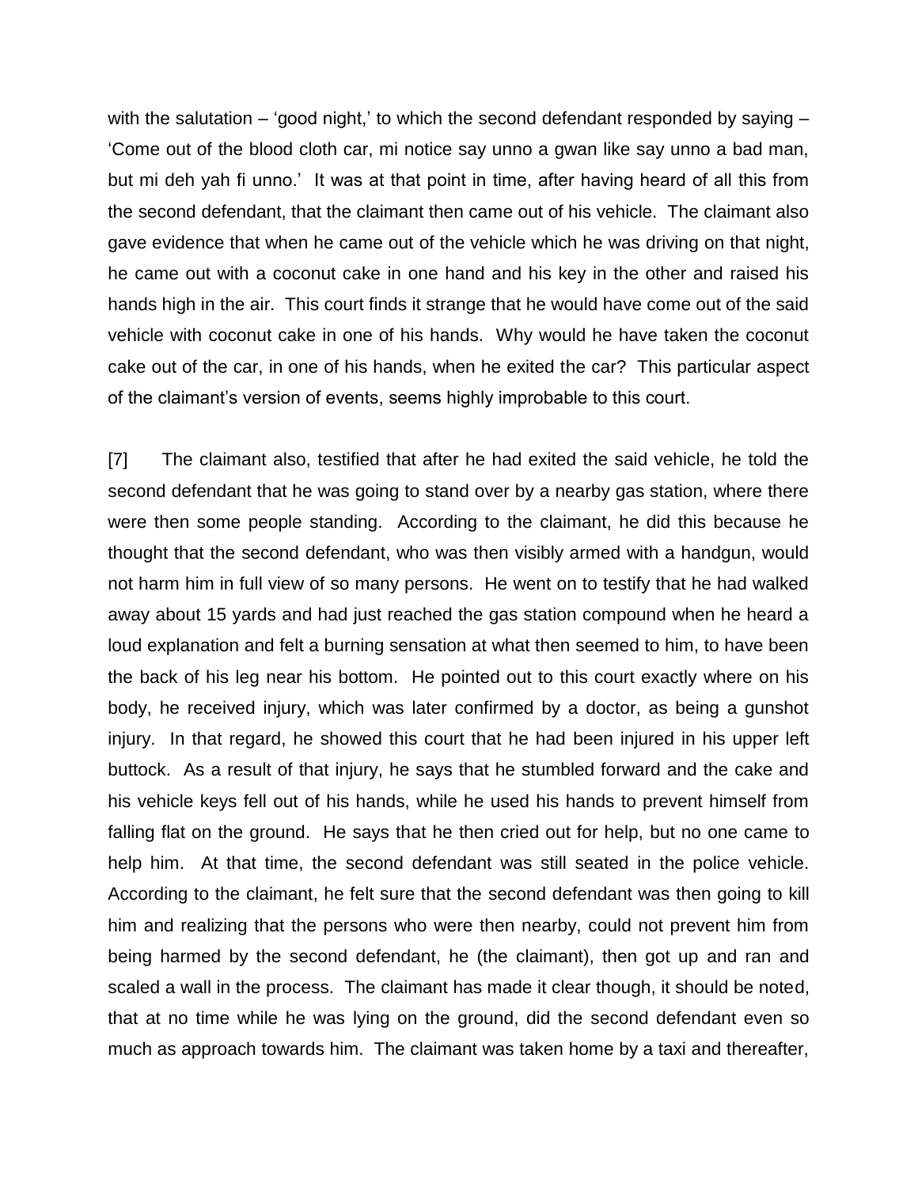with the salutation – 'good night,' to which the second defendant responded by saying – 'Come out of the blood cloth car, mi notice say unno a gwan like say unno a bad man, but mi deh yah fi unno.' It was at that point in time, after having heard of all this from the second defendant, that the claimant then came out of his vehicle. The claimant also gave evidence that when he came out of the vehicle which he was driving on that night, he came out with a coconut cake in one hand and his key in the other and raised his hands high in the air. This court finds it strange that he would have come out of the said vehicle with coconut cake in one of his hands. Why would he have taken the coconut cake out of the car, in one of his hands, when he exited the car? This particular aspect of the claimant's version of events, seems highly improbable to this court.

[7] The claimant also, testified that after he had exited the said vehicle, he told the second defendant that he was going to stand over by a nearby gas station, where there were then some people standing. According to the claimant, he did this because he thought that the second defendant, who was then visibly armed with a handgun, would not harm him in full view of so many persons. He went on to testify that he had walked away about 15 yards and had just reached the gas station compound when he heard a loud explanation and felt a burning sensation at what then seemed to him, to have been the back of his leg near his bottom. He pointed out to this court exactly where on his body, he received injury, which was later confirmed by a doctor, as being a gunshot injury. In that regard, he showed this court that he had been injured in his upper left buttock. As a result of that injury, he says that he stumbled forward and the cake and his vehicle keys fell out of his hands, while he used his hands to prevent himself from falling flat on the ground. He says that he then cried out for help, but no one came to help him. At that time, the second defendant was still seated in the police vehicle. According to the claimant, he felt sure that the second defendant was then going to kill him and realizing that the persons who were then nearby, could not prevent him from being harmed by the second defendant, he (the claimant), then got up and ran and scaled a wall in the process. The claimant has made it clear though, it should be noted, that at no time while he was lying on the ground, did the second defendant even so much as approach towards him. The claimant was taken home by a taxi and thereafter,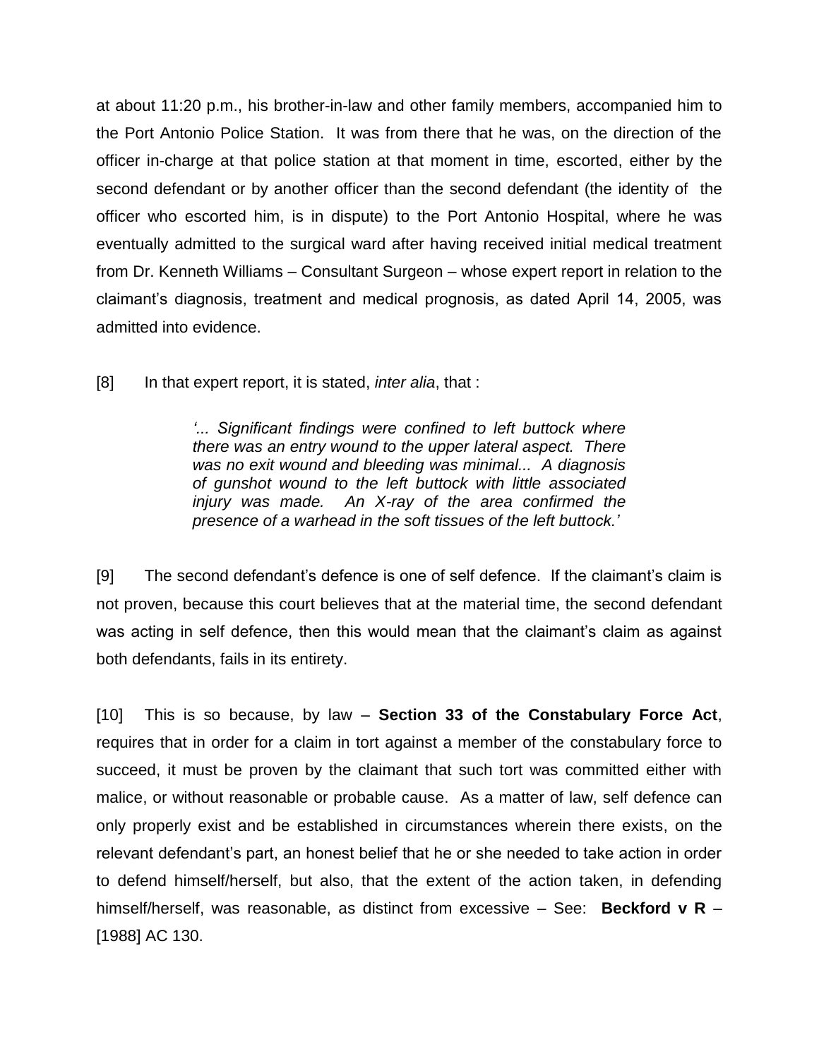at about 11:20 p.m., his brother-in-law and other family members, accompanied him to the Port Antonio Police Station. It was from there that he was, on the direction of the officer in-charge at that police station at that moment in time, escorted, either by the second defendant or by another officer than the second defendant (the identity of the officer who escorted him, is in dispute) to the Port Antonio Hospital, where he was eventually admitted to the surgical ward after having received initial medical treatment from Dr. Kenneth Williams – Consultant Surgeon – whose expert report in relation to the claimant's diagnosis, treatment and medical prognosis, as dated April 14, 2005, was admitted into evidence.

[8] In that expert report, it is stated, *inter alia*, that :

> *'... Significant findings were confined to left buttock where there was an entry wound to the upper lateral aspect. There was no exit wound and bleeding was minimal... A diagnosis of gunshot wound to the left buttock with little associated injury was made. An X-ray of the area confirmed the presence of a warhead in the soft tissues of the left buttock.'*

[9] The second defendant's defence is one of self defence. If the claimant's claim is not proven, because this court believes that at the material time, the second defendant was acting in self defence, then this would mean that the claimant's claim as against both defendants, fails in its entirety.

[10] This is so because, by law – **Section 33 of the Constabulary Force Act**, requires that in order for a claim in tort against a member of the constabulary force to succeed, it must be proven by the claimant that such tort was committed either with malice, or without reasonable or probable cause. As a matter of law, self defence can only properly exist and be established in circumstances wherein there exists, on the relevant defendant's part, an honest belief that he or she needed to take action in order to defend himself/herself, but also, that the extent of the action taken, in defending himself/herself, was reasonable, as distinct from excessive – See: **Beckford v R** – [1988] AC 130.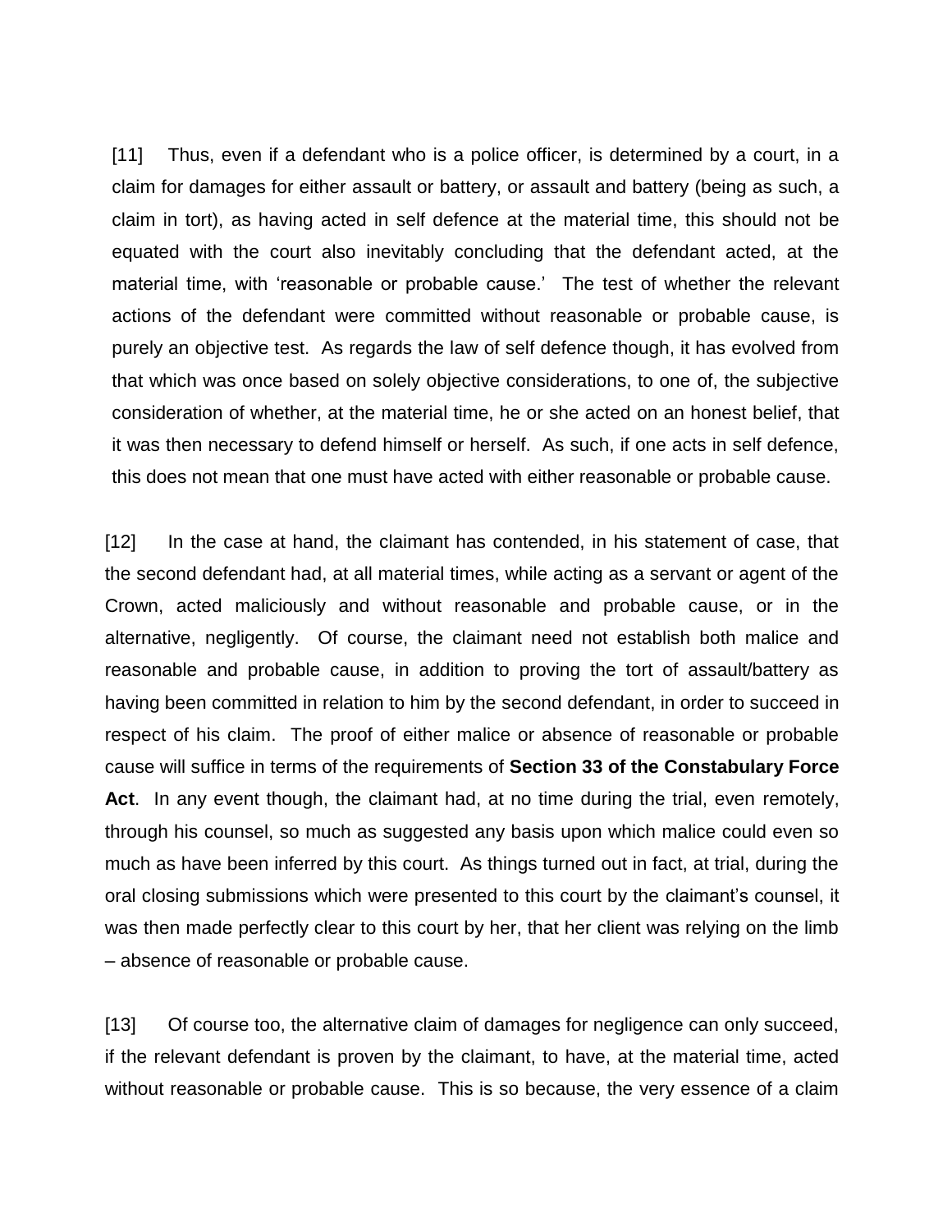[11] Thus, even if a defendant who is a police officer, is determined by a court, in a claim for damages for either assault or battery, or assault and battery (being as such, a claim in tort), as having acted in self defence at the material time, this should not be equated with the court also inevitably concluding that the defendant acted, at the material time, with 'reasonable or probable cause.' The test of whether the relevant actions of the defendant were committed without reasonable or probable cause, is purely an objective test. As regards the law of self defence though, it has evolved from that which was once based on solely objective considerations, to one of, the subjective consideration of whether, at the material time, he or she acted on an honest belief, that it was then necessary to defend himself or herself. As such, if one acts in self defence, this does not mean that one must have acted with either reasonable or probable cause.

[12] In the case at hand, the claimant has contended, in his statement of case, that the second defendant had, at all material times, while acting as a servant or agent of the Crown, acted maliciously and without reasonable and probable cause, or in the alternative, negligently. Of course, the claimant need not establish both malice and reasonable and probable cause, in addition to proving the tort of assault/battery as having been committed in relation to him by the second defendant, in order to succeed in respect of his claim. The proof of either malice or absence of reasonable or probable cause will suffice in terms of the requirements of **Section 33 of the Constabulary Force Act**. In any event though, the claimant had, at no time during the trial, even remotely, through his counsel, so much as suggested any basis upon which malice could even so much as have been inferred by this court. As things turned out in fact, at trial, during the oral closing submissions which were presented to this court by the claimant's counsel, it was then made perfectly clear to this court by her, that her client was relying on the limb – absence of reasonable or probable cause.

[13] Of course too, the alternative claim of damages for negligence can only succeed, if the relevant defendant is proven by the claimant, to have, at the material time, acted without reasonable or probable cause. This is so because, the very essence of a claim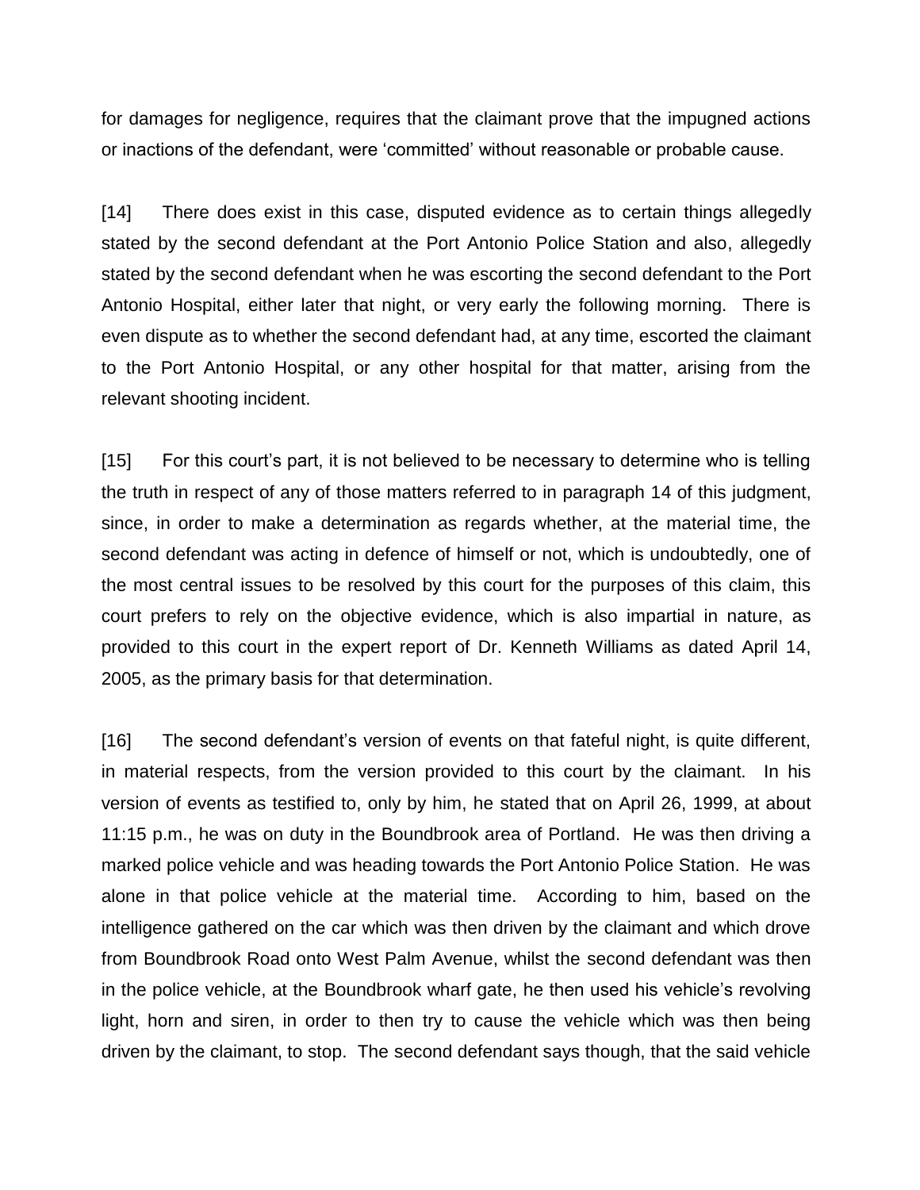for damages for negligence, requires that the claimant prove that the impugned actions or inactions of the defendant, were 'committed' without reasonable or probable cause.

[14] There does exist in this case, disputed evidence as to certain things allegedly stated by the second defendant at the Port Antonio Police Station and also, allegedly stated by the second defendant when he was escorting the second defendant to the Port Antonio Hospital, either later that night, or very early the following morning. There is even dispute as to whether the second defendant had, at any time, escorted the claimant to the Port Antonio Hospital, or any other hospital for that matter, arising from the relevant shooting incident.

[15] For this court's part, it is not believed to be necessary to determine who is telling the truth in respect of any of those matters referred to in paragraph 14 of this judgment, since, in order to make a determination as regards whether, at the material time, the second defendant was acting in defence of himself or not, which is undoubtedly, one of the most central issues to be resolved by this court for the purposes of this claim, this court prefers to rely on the objective evidence, which is also impartial in nature, as provided to this court in the expert report of Dr. Kenneth Williams as dated April 14, 2005, as the primary basis for that determination.

[16] The second defendant's version of events on that fateful night, is quite different, in material respects, from the version provided to this court by the claimant. In his version of events as testified to, only by him, he stated that on April 26, 1999, at about 11:15 p.m., he was on duty in the Boundbrook area of Portland. He was then driving a marked police vehicle and was heading towards the Port Antonio Police Station. He was alone in that police vehicle at the material time. According to him, based on the intelligence gathered on the car which was then driven by the claimant and which drove from Boundbrook Road onto West Palm Avenue, whilst the second defendant was then in the police vehicle, at the Boundbrook wharf gate, he then used his vehicle's revolving light, horn and siren, in order to then try to cause the vehicle which was then being driven by the claimant, to stop. The second defendant says though, that the said vehicle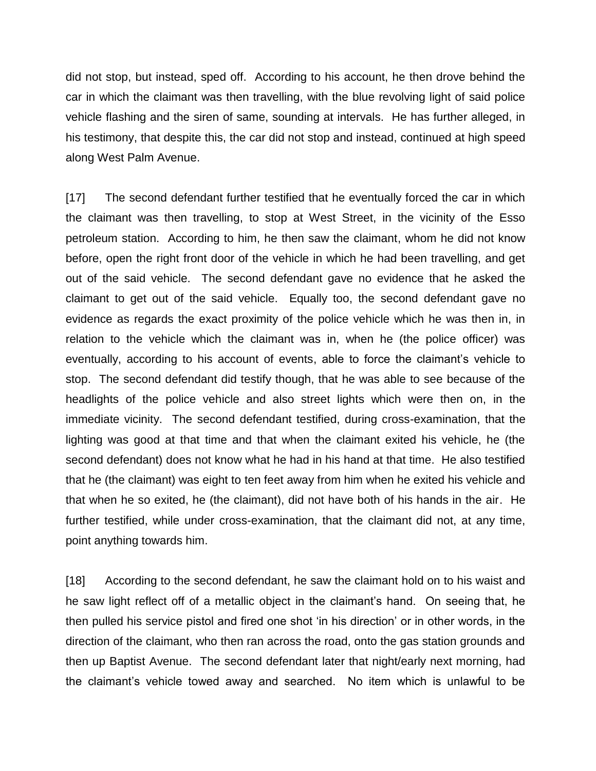did not stop, but instead, sped off. According to his account, he then drove behind the car in which the claimant was then travelling, with the blue revolving light of said police vehicle flashing and the siren of same, sounding at intervals. He has further alleged, in his testimony, that despite this, the car did not stop and instead, continued at high speed along West Palm Avenue.

[17] The second defendant further testified that he eventually forced the car in which the claimant was then travelling, to stop at West Street, in the vicinity of the Esso petroleum station. According to him, he then saw the claimant, whom he did not know before, open the right front door of the vehicle in which he had been travelling, and get out of the said vehicle. The second defendant gave no evidence that he asked the claimant to get out of the said vehicle. Equally too, the second defendant gave no evidence as regards the exact proximity of the police vehicle which he was then in, in relation to the vehicle which the claimant was in, when he (the police officer) was eventually, according to his account of events, able to force the claimant's vehicle to stop. The second defendant did testify though, that he was able to see because of the headlights of the police vehicle and also street lights which were then on, in the immediate vicinity. The second defendant testified, during cross-examination, that the lighting was good at that time and that when the claimant exited his vehicle, he (the second defendant) does not know what he had in his hand at that time. He also testified that he (the claimant) was eight to ten feet away from him when he exited his vehicle and that when he so exited, he (the claimant), did not have both of his hands in the air. He further testified, while under cross-examination, that the claimant did not, at any time, point anything towards him.

[18] According to the second defendant, he saw the claimant hold on to his waist and he saw light reflect off of a metallic object in the claimant's hand. On seeing that, he then pulled his service pistol and fired one shot 'in his direction' or in other words, in the direction of the claimant, who then ran across the road, onto the gas station grounds and then up Baptist Avenue. The second defendant later that night/early next morning, had the claimant's vehicle towed away and searched. No item which is unlawful to be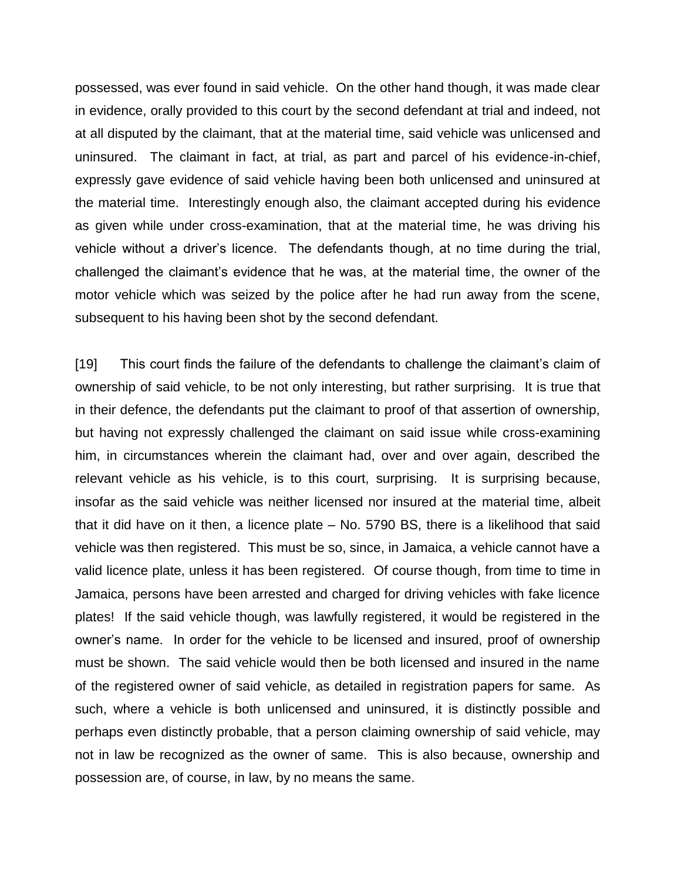possessed, was ever found in said vehicle. On the other hand though, it was made clear in evidence, orally provided to this court by the second defendant at trial and indeed, not at all disputed by the claimant, that at the material time, said vehicle was unlicensed and uninsured. The claimant in fact, at trial, as part and parcel of his evidence-in-chief, expressly gave evidence of said vehicle having been both unlicensed and uninsured at the material time. Interestingly enough also, the claimant accepted during his evidence as given while under cross-examination, that at the material time, he was driving his vehicle without a driver's licence. The defendants though, at no time during the trial, challenged the claimant's evidence that he was, at the material time, the owner of the motor vehicle which was seized by the police after he had run away from the scene, subsequent to his having been shot by the second defendant.

[19] This court finds the failure of the defendants to challenge the claimant's claim of ownership of said vehicle, to be not only interesting, but rather surprising. It is true that in their defence, the defendants put the claimant to proof of that assertion of ownership, but having not expressly challenged the claimant on said issue while cross-examining him, in circumstances wherein the claimant had, over and over again, described the relevant vehicle as his vehicle, is to this court, surprising. It is surprising because, insofar as the said vehicle was neither licensed nor insured at the material time, albeit that it did have on it then, a licence plate – No. 5790 BS, there is a likelihood that said vehicle was then registered. This must be so, since, in Jamaica, a vehicle cannot have a valid licence plate, unless it has been registered. Of course though, from time to time in Jamaica, persons have been arrested and charged for driving vehicles with fake licence plates! If the said vehicle though, was lawfully registered, it would be registered in the owner's name. In order for the vehicle to be licensed and insured, proof of ownership must be shown. The said vehicle would then be both licensed and insured in the name of the registered owner of said vehicle, as detailed in registration papers for same. As such, where a vehicle is both unlicensed and uninsured, it is distinctly possible and perhaps even distinctly probable, that a person claiming ownership of said vehicle, may not in law be recognized as the owner of same. This is also because, ownership and possession are, of course, in law, by no means the same.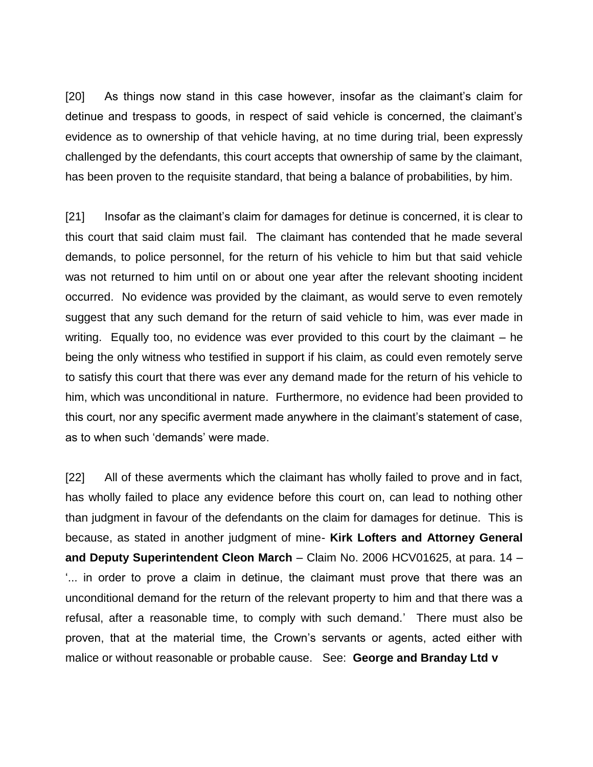[20] As things now stand in this case however, insofar as the claimant's claim for detinue and trespass to goods, in respect of said vehicle is concerned, the claimant's evidence as to ownership of that vehicle having, at no time during trial, been expressly challenged by the defendants, this court accepts that ownership of same by the claimant, has been proven to the requisite standard, that being a balance of probabilities, by him.

[21] Insofar as the claimant's claim for damages for detinue is concerned, it is clear to this court that said claim must fail. The claimant has contended that he made several demands, to police personnel, for the return of his vehicle to him but that said vehicle was not returned to him until on or about one year after the relevant shooting incident occurred. No evidence was provided by the claimant, as would serve to even remotely suggest that any such demand for the return of said vehicle to him, was ever made in writing. Equally too, no evidence was ever provided to this court by the claimant – he being the only witness who testified in support if his claim, as could even remotely serve to satisfy this court that there was ever any demand made for the return of his vehicle to him, which was unconditional in nature. Furthermore, no evidence had been provided to this court, nor any specific averment made anywhere in the claimant's statement of case, as to when such 'demands' were made.

[22] All of these averments which the claimant has wholly failed to prove and in fact, has wholly failed to place any evidence before this court on, can lead to nothing other than judgment in favour of the defendants on the claim for damages for detinue. This is because, as stated in another judgment of mine- **Kirk Lofters and Attorney General and Deputy Superintendent Cleon March** – Claim No. 2006 HCV01625, at para. 14 – '... in order to prove a claim in detinue, the claimant must prove that there was an unconditional demand for the return of the relevant property to him and that there was a refusal, after a reasonable time, to comply with such demand.' There must also be proven, that at the material time, the Crown's servants or agents, acted either with malice or without reasonable or probable cause. See: **George and Branday Ltd v**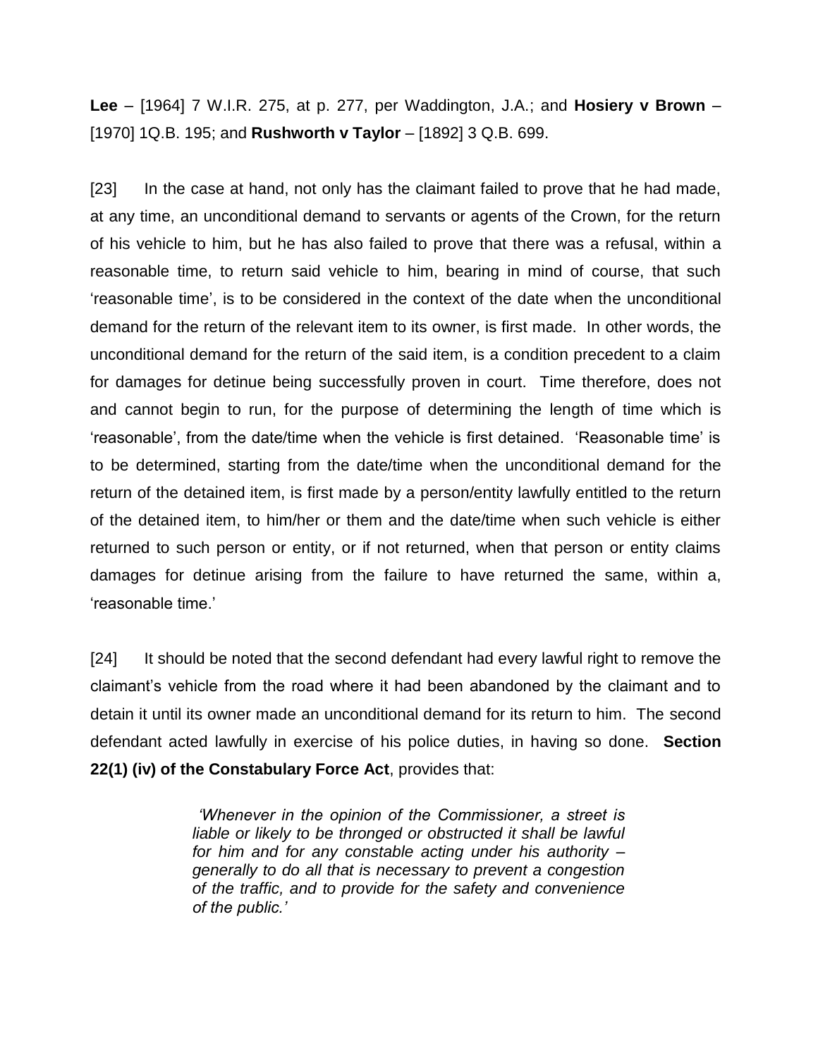**Lee** – [1964] 7 W.I.R. 275, at p. 277, per Waddington, J.A.; and **Hosiery v Brown** – [1970] 1Q.B. 195; and **Rushworth v Taylor** – [1892] 3 Q.B. 699.

[23] In the case at hand, not only has the claimant failed to prove that he had made, at any time, an unconditional demand to servants or agents of the Crown, for the return of his vehicle to him, but he has also failed to prove that there was a refusal, within a reasonable time, to return said vehicle to him, bearing in mind of course, that such 'reasonable time', is to be considered in the context of the date when the unconditional demand for the return of the relevant item to its owner, is first made. In other words, the unconditional demand for the return of the said item, is a condition precedent to a claim for damages for detinue being successfully proven in court. Time therefore, does not and cannot begin to run, for the purpose of determining the length of time which is 'reasonable', from the date/time when the vehicle is first detained. 'Reasonable time' is to be determined, starting from the date/time when the unconditional demand for the return of the detained item, is first made by a person/entity lawfully entitled to the return of the detained item, to him/her or them and the date/time when such vehicle is either returned to such person or entity, or if not returned, when that person or entity claims damages for detinue arising from the failure to have returned the same, within a, 'reasonable time.'

[24] It should be noted that the second defendant had every lawful right to remove the claimant's vehicle from the road where it had been abandoned by the claimant and to detain it until its owner made an unconditional demand for its return to him. The second defendant acted lawfully in exercise of his police duties, in having so done. **Section 22(1) (iv) of the Constabulary Force Act**, provides that:

> *'Whenever in the opinion of the Commissioner, a street is liable or likely to be thronged or obstructed it shall be lawful for him and for any constable acting under his authority – generally to do all that is necessary to prevent a congestion of the traffic, and to provide for the safety and convenience of the public.'*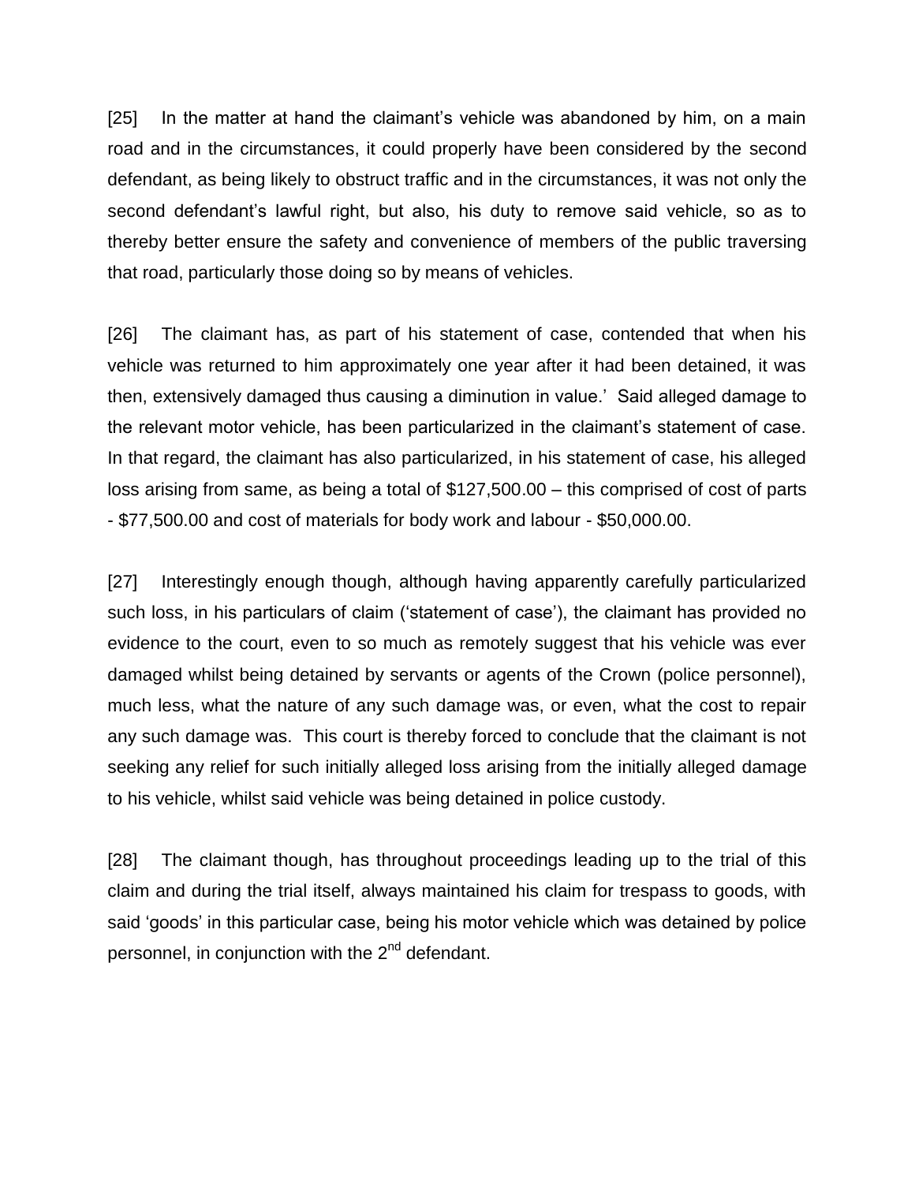[25] In the matter at hand the claimant's vehicle was abandoned by him, on a main road and in the circumstances, it could properly have been considered by the second defendant, as being likely to obstruct traffic and in the circumstances, it was not only the second defendant's lawful right, but also, his duty to remove said vehicle, so as to thereby better ensure the safety and convenience of members of the public traversing that road, particularly those doing so by means of vehicles.

[26] The claimant has, as part of his statement of case, contended that when his vehicle was returned to him approximately one year after it had been detained, it was then, extensively damaged thus causing a diminution in value.' Said alleged damage to the relevant motor vehicle, has been particularized in the claimant's statement of case. In that regard, the claimant has also particularized, in his statement of case, his alleged loss arising from same, as being a total of $127,500.00 – this comprised of cost of parts - $77,500.00 and cost of materials for body work and labour - $50,000.00.

[27] Interestingly enough though, although having apparently carefully particularized such loss, in his particulars of claim ('statement of case'), the claimant has provided no evidence to the court, even to so much as remotely suggest that his vehicle was ever damaged whilst being detained by servants or agents of the Crown (police personnel), much less, what the nature of any such damage was, or even, what the cost to repair any such damage was. This court is thereby forced to conclude that the claimant is not seeking any relief for such initially alleged loss arising from the initially alleged damage to his vehicle, whilst said vehicle was being detained in police custody.

[28] The claimant though, has throughout proceedings leading up to the trial of this claim and during the trial itself, always maintained his claim for trespass to goods, with said 'goods' in this particular case, being his motor vehicle which was detained by police personnel, in conjunction with the 2nd defendant.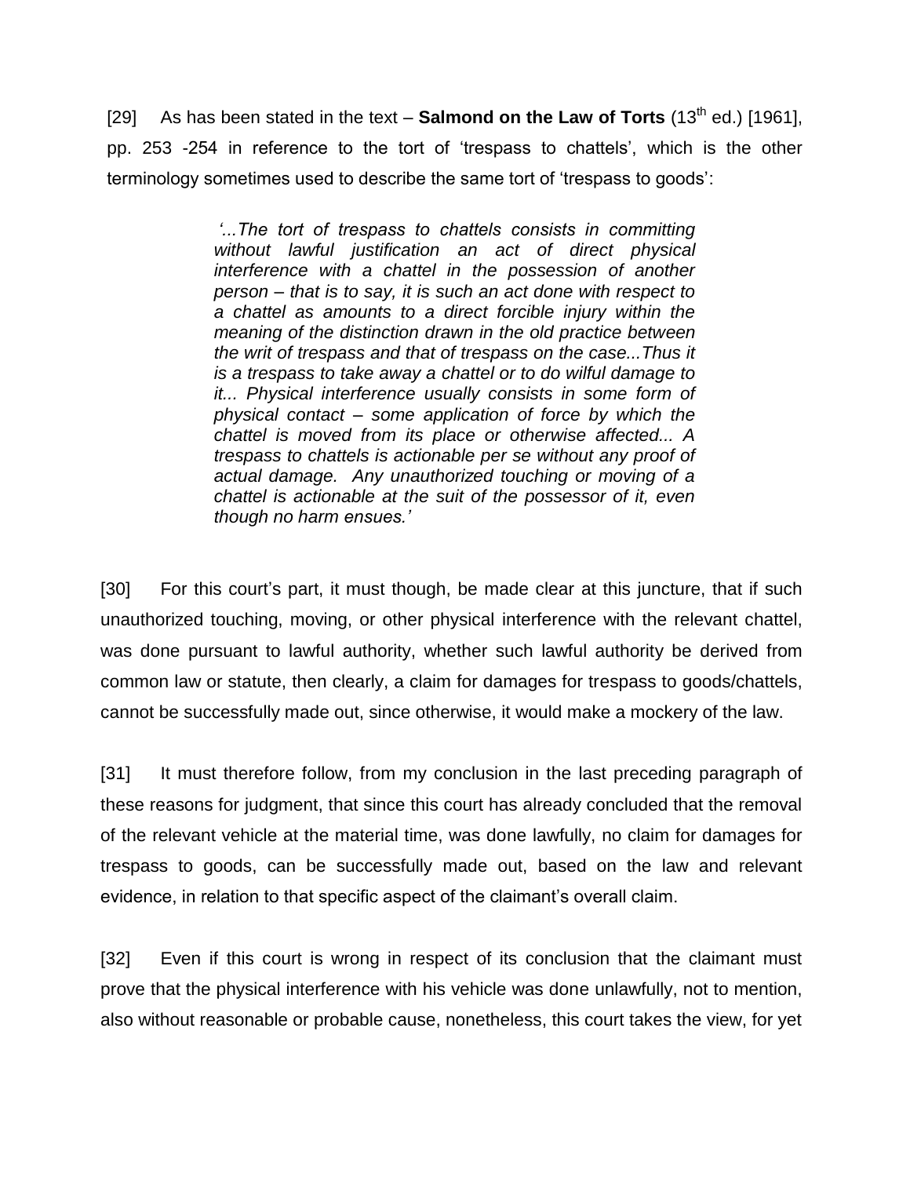[29] As has been stated in the text – **Salmond on the Law of Torts** (13th ed.) [1961], pp. 253 -254 in reference to the tort of 'trespass to chattels', which is the other terminology sometimes used to describe the same tort of 'trespass to goods':

> *'...The tort of trespass to chattels consists in committing without lawful justification an act of direct physical interference with a chattel in the possession of another person – that is to say, it is such an act done with respect to a chattel as amounts to a direct forcible injury within the meaning of the distinction drawn in the old practice between the writ of trespass and that of trespass on the case...Thus it is a trespass to take away a chattel or to do wilful damage to it... Physical interference usually consists in some form of physical contact – some application of force by which the chattel is moved from its place or otherwise affected... A trespass to chattels is actionable per se without any proof of actual damage. Any unauthorized touching or moving of a chattel is actionable at the suit of the possessor of it, even though no harm ensues.'*

[30] For this court's part, it must though, be made clear at this juncture, that if such unauthorized touching, moving, or other physical interference with the relevant chattel, was done pursuant to lawful authority, whether such lawful authority be derived from common law or statute, then clearly, a claim for damages for trespass to goods/chattels, cannot be successfully made out, since otherwise, it would make a mockery of the law.

[31] It must therefore follow, from my conclusion in the last preceding paragraph of these reasons for judgment, that since this court has already concluded that the removal of the relevant vehicle at the material time, was done lawfully, no claim for damages for trespass to goods, can be successfully made out, based on the law and relevant evidence, in relation to that specific aspect of the claimant's overall claim.

[32] Even if this court is wrong in respect of its conclusion that the claimant must prove that the physical interference with his vehicle was done unlawfully, not to mention, also without reasonable or probable cause, nonetheless, this court takes the view, for yet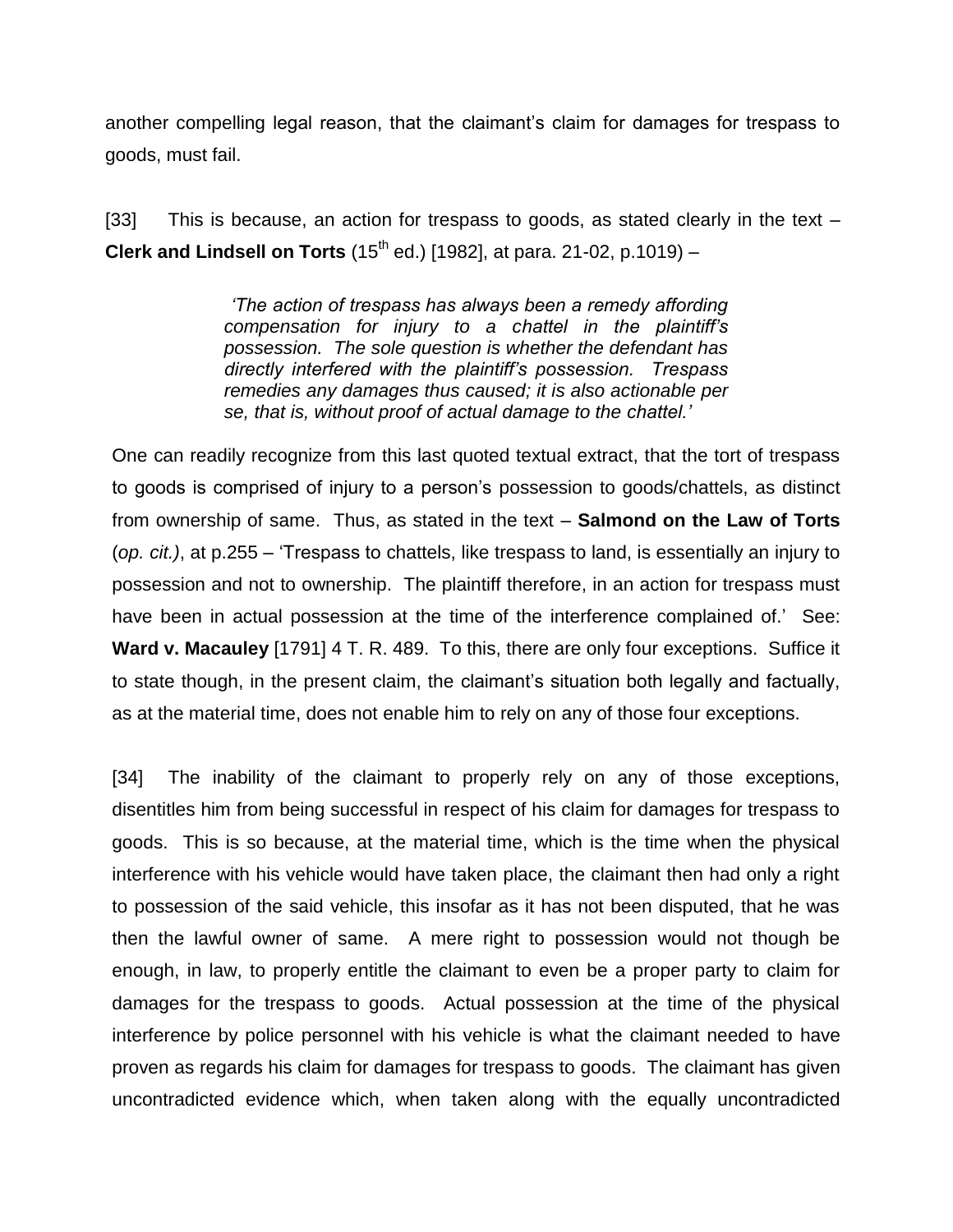another compelling legal reason, that the claimant's claim for damages for trespass to goods, must fail.

[33] This is because, an action for trespass to goods, as stated clearly in the text – **Clerk and Lindsell on Torts** (15th ed.) [1982], at para. 21-02, p.1019) –

> *'The action of trespass has always been a remedy affording compensation for injury to a chattel in the plaintiff's possession. The sole question is whether the defendant has directly interfered with the plaintiff's possession. Trespass remedies any damages thus caused; it is also actionable per se, that is, without proof of actual damage to the chattel.'*

One can readily recognize from this last quoted textual extract, that the tort of trespass to goods is comprised of injury to a person's possession to goods/chattels, as distinct from ownership of same. Thus, as stated in the text – **Salmond on the Law of Torts** (*op. cit.)*, at p.255 – 'Trespass to chattels, like trespass to land, is essentially an injury to possession and not to ownership. The plaintiff therefore, in an action for trespass must have been in actual possession at the time of the interference complained of.' See: **Ward v. Macauley** [1791] 4 T. R. 489. To this, there are only four exceptions. Suffice it to state though, in the present claim, the claimant's situation both legally and factually, as at the material time, does not enable him to rely on any of those four exceptions.

[34] The inability of the claimant to properly rely on any of those exceptions, disentitles him from being successful in respect of his claim for damages for trespass to goods. This is so because, at the material time, which is the time when the physical interference with his vehicle would have taken place, the claimant then had only a right to possession of the said vehicle, this insofar as it has not been disputed, that he was then the lawful owner of same. A mere right to possession would not though be enough, in law, to properly entitle the claimant to even be a proper party to claim for damages for the trespass to goods. Actual possession at the time of the physical interference by police personnel with his vehicle is what the claimant needed to have proven as regards his claim for damages for trespass to goods. The claimant has given uncontradicted evidence which, when taken along with the equally uncontradicted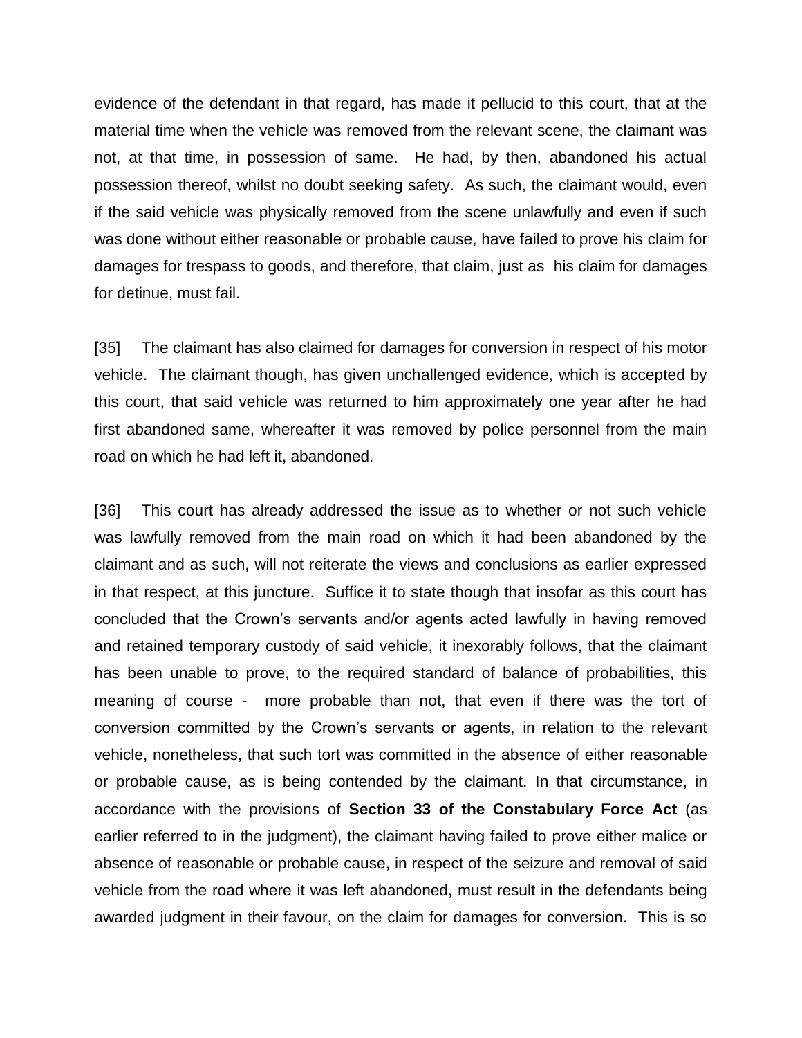evidence of the defendant in that regard, has made it pellucid to this court, that at the material time when the vehicle was removed from the relevant scene, the claimant was not, at that time, in possession of same. He had, by then, abandoned his actual possession thereof, whilst no doubt seeking safety. As such, the claimant would, even if the said vehicle was physically removed from the scene unlawfully and even if such was done without either reasonable or probable cause, have failed to prove his claim for damages for trespass to goods, and therefore, that claim, just as his claim for damages for detinue, must fail.

[35] The claimant has also claimed for damages for conversion in respect of his motor vehicle. The claimant though, has given unchallenged evidence, which is accepted by this court, that said vehicle was returned to him approximately one year after he had first abandoned same, whereafter it was removed by police personnel from the main road on which he had left it, abandoned.

[36] This court has already addressed the issue as to whether or not such vehicle was lawfully removed from the main road on which it had been abandoned by the claimant and as such, will not reiterate the views and conclusions as earlier expressed in that respect, at this juncture. Suffice it to state though that insofar as this court has concluded that the Crown's servants and/or agents acted lawfully in having removed and retained temporary custody of said vehicle, it inexorably follows, that the claimant has been unable to prove, to the required standard of balance of probabilities, this meaning of course - more probable than not, that even if there was the tort of conversion committed by the Crown's servants or agents, in relation to the relevant vehicle, nonetheless, that such tort was committed in the absence of either reasonable or probable cause, as is being contended by the claimant. In that circumstance, in accordance with the provisions of **Section 33 of the Constabulary Force Act** (as earlier referred to in the judgment), the claimant having failed to prove either malice or absence of reasonable or probable cause, in respect of the seizure and removal of said vehicle from the road where it was left abandoned, must result in the defendants being awarded judgment in their favour, on the claim for damages for conversion. This is so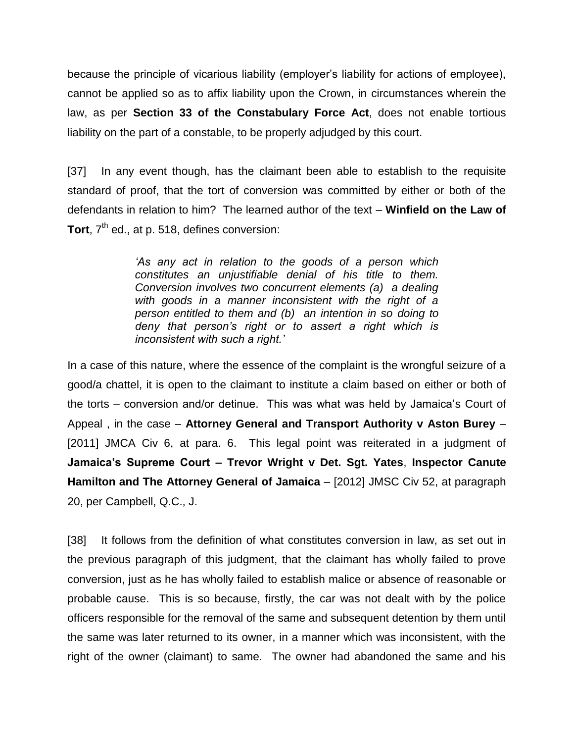because the principle of vicarious liability (employer's liability for actions of employee), cannot be applied so as to affix liability upon the Crown, in circumstances wherein the law, as per **Section 33 of the Constabulary Force Act**, does not enable tortious liability on the part of a constable, to be properly adjudged by this court.

[37] In any event though, has the claimant been able to establish to the requisite standard of proof, that the tort of conversion was committed by either or both of the defendants in relation to him? The learned author of the text – **Winfield on the Law of Tort**, 7th ed., at p. 518, defines conversion:

> *'As any act in relation to the goods of a person which constitutes an unjustifiable denial of his title to them. Conversion involves two concurrent elements (a) a dealing with goods in a manner inconsistent with the right of a person entitled to them and (b) an intention in so doing to deny that person's right or to assert a right which is inconsistent with such a right.'*

In a case of this nature, where the essence of the complaint is the wrongful seizure of a good/a chattel, it is open to the claimant to institute a claim based on either or both of the torts – conversion and/or detinue. This was what was held by Jamaica's Court of Appeal , in the case – **Attorney General and Transport Authority v Aston Burey** – [2011] JMCA Civ 6, at para. 6. This legal point was reiterated in a judgment of **Jamaica's Supreme Court – Trevor Wright v Det. Sgt. Yates**, **Inspector Canute Hamilton and The Attorney General of Jamaica** – [2012] JMSC Civ 52, at paragraph 20, per Campbell, Q.C., J.

[38] It follows from the definition of what constitutes conversion in law, as set out in the previous paragraph of this judgment, that the claimant has wholly failed to prove conversion, just as he has wholly failed to establish malice or absence of reasonable or probable cause. This is so because, firstly, the car was not dealt with by the police officers responsible for the removal of the same and subsequent detention by them until the same was later returned to its owner, in a manner which was inconsistent, with the right of the owner (claimant) to same. The owner had abandoned the same and his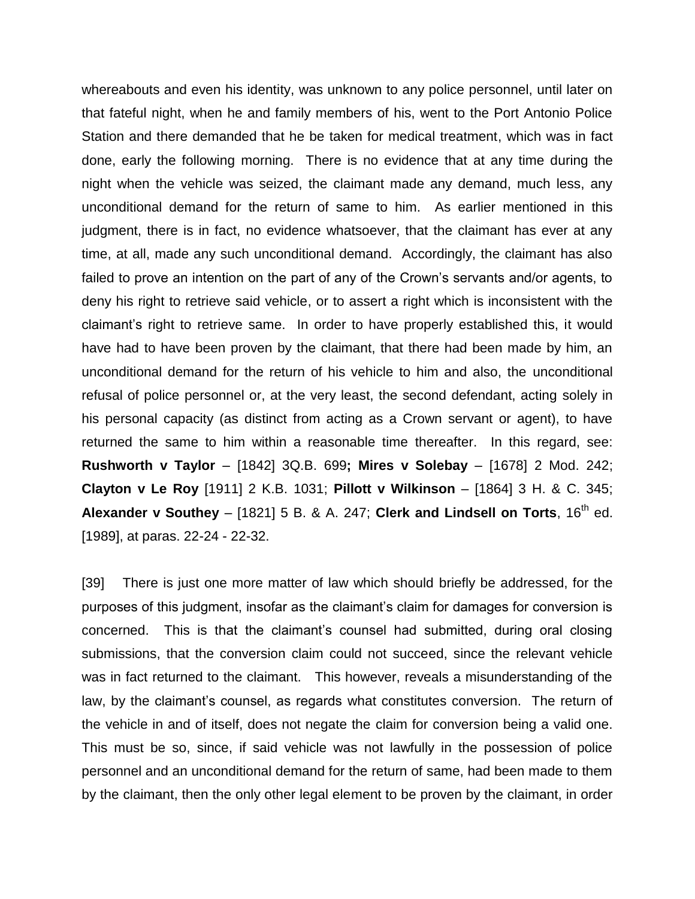whereabouts and even his identity, was unknown to any police personnel, until later on that fateful night, when he and family members of his, went to the Port Antonio Police Station and there demanded that he be taken for medical treatment, which was in fact done, early the following morning. There is no evidence that at any time during the night when the vehicle was seized, the claimant made any demand, much less, any unconditional demand for the return of same to him. As earlier mentioned in this judgment, there is in fact, no evidence whatsoever, that the claimant has ever at any time, at all, made any such unconditional demand. Accordingly, the claimant has also failed to prove an intention on the part of any of the Crown's servants and/or agents, to deny his right to retrieve said vehicle, or to assert a right which is inconsistent with the claimant's right to retrieve same. In order to have properly established this, it would have had to have been proven by the claimant, that there had been made by him, an unconditional demand for the return of his vehicle to him and also, the unconditional refusal of police personnel or, at the very least, the second defendant, acting solely in his personal capacity (as distinct from acting as a Crown servant or agent), to have returned the same to him within a reasonable time thereafter. In this regard, see: **Rushworth v Taylor** – [1842] 3Q.B. 699**;** **Mires v Solebay** – [1678] 2 Mod. 242; **Clayton v Le Roy** [1911] 2 K.B. 1031; **Pillott v Wilkinson** – [1864] 3 H. & C. 345; **Alexander v Southey** – [1821] 5 B. & A. 247; **Clerk and Lindsell on Torts**, 16th ed. [1989], at paras. 22-24 - 22-32.

[39] There is just one more matter of law which should briefly be addressed, for the purposes of this judgment, insofar as the claimant's claim for damages for conversion is concerned. This is that the claimant's counsel had submitted, during oral closing submissions, that the conversion claim could not succeed, since the relevant vehicle was in fact returned to the claimant. This however, reveals a misunderstanding of the law, by the claimant's counsel, as regards what constitutes conversion. The return of the vehicle in and of itself, does not negate the claim for conversion being a valid one. This must be so, since, if said vehicle was not lawfully in the possession of police personnel and an unconditional demand for the return of same, had been made to them by the claimant, then the only other legal element to be proven by the claimant, in order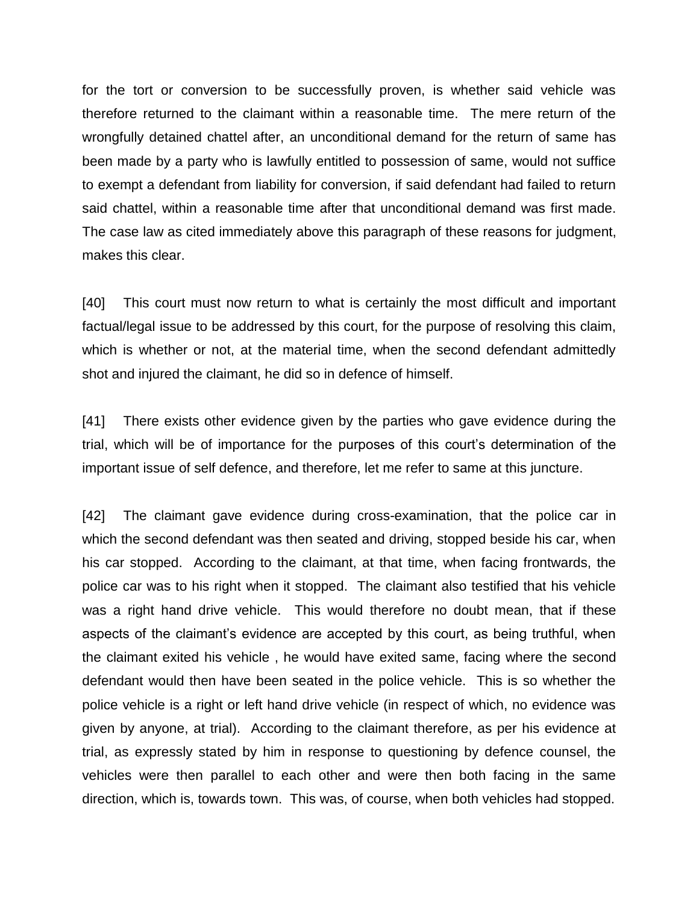for the tort or conversion to be successfully proven, is whether said vehicle was therefore returned to the claimant within a reasonable time. The mere return of the wrongfully detained chattel after, an unconditional demand for the return of same has been made by a party who is lawfully entitled to possession of same, would not suffice to exempt a defendant from liability for conversion, if said defendant had failed to return said chattel, within a reasonable time after that unconditional demand was first made. The case law as cited immediately above this paragraph of these reasons for judgment, makes this clear.

[40] This court must now return to what is certainly the most difficult and important factual/legal issue to be addressed by this court, for the purpose of resolving this claim, which is whether or not, at the material time, when the second defendant admittedly shot and injured the claimant, he did so in defence of himself.

[41] There exists other evidence given by the parties who gave evidence during the trial, which will be of importance for the purposes of this court's determination of the important issue of self defence, and therefore, let me refer to same at this juncture.

[42] The claimant gave evidence during cross-examination, that the police car in which the second defendant was then seated and driving, stopped beside his car, when his car stopped. According to the claimant, at that time, when facing frontwards, the police car was to his right when it stopped. The claimant also testified that his vehicle was a right hand drive vehicle. This would therefore no doubt mean, that if these aspects of the claimant's evidence are accepted by this court, as being truthful, when the claimant exited his vehicle , he would have exited same, facing where the second defendant would then have been seated in the police vehicle. This is so whether the police vehicle is a right or left hand drive vehicle (in respect of which, no evidence was given by anyone, at trial). According to the claimant therefore, as per his evidence at trial, as expressly stated by him in response to questioning by defence counsel, the vehicles were then parallel to each other and were then both facing in the same direction, which is, towards town. This was, of course, when both vehicles had stopped.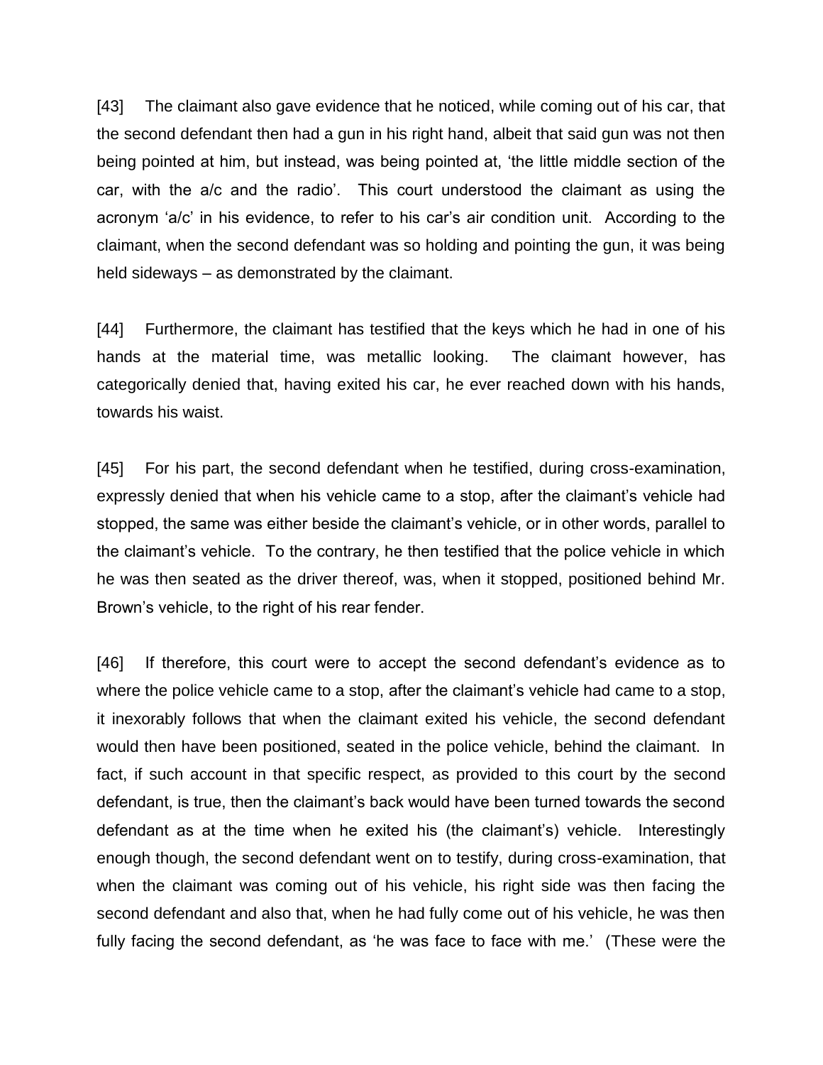[43] The claimant also gave evidence that he noticed, while coming out of his car, that the second defendant then had a gun in his right hand, albeit that said gun was not then being pointed at him, but instead, was being pointed at, 'the little middle section of the car, with the a/c and the radio'. This court understood the claimant as using the acronym 'a/c' in his evidence, to refer to his car's air condition unit. According to the claimant, when the second defendant was so holding and pointing the gun, it was being held sideways – as demonstrated by the claimant.

[44] Furthermore, the claimant has testified that the keys which he had in one of his hands at the material time, was metallic looking. The claimant however, has categorically denied that, having exited his car, he ever reached down with his hands, towards his waist.

[45] For his part, the second defendant when he testified, during cross-examination, expressly denied that when his vehicle came to a stop, after the claimant's vehicle had stopped, the same was either beside the claimant's vehicle, or in other words, parallel to the claimant's vehicle. To the contrary, he then testified that the police vehicle in which he was then seated as the driver thereof, was, when it stopped, positioned behind Mr. Brown's vehicle, to the right of his rear fender.

[46] If therefore, this court were to accept the second defendant's evidence as to where the police vehicle came to a stop, after the claimant's vehicle had came to a stop, it inexorably follows that when the claimant exited his vehicle, the second defendant would then have been positioned, seated in the police vehicle, behind the claimant. In fact, if such account in that specific respect, as provided to this court by the second defendant, is true, then the claimant's back would have been turned towards the second defendant as at the time when he exited his (the claimant's) vehicle. Interestingly enough though, the second defendant went on to testify, during cross-examination, that when the claimant was coming out of his vehicle, his right side was then facing the second defendant and also that, when he had fully come out of his vehicle, he was then fully facing the second defendant, as 'he was face to face with me.' (These were the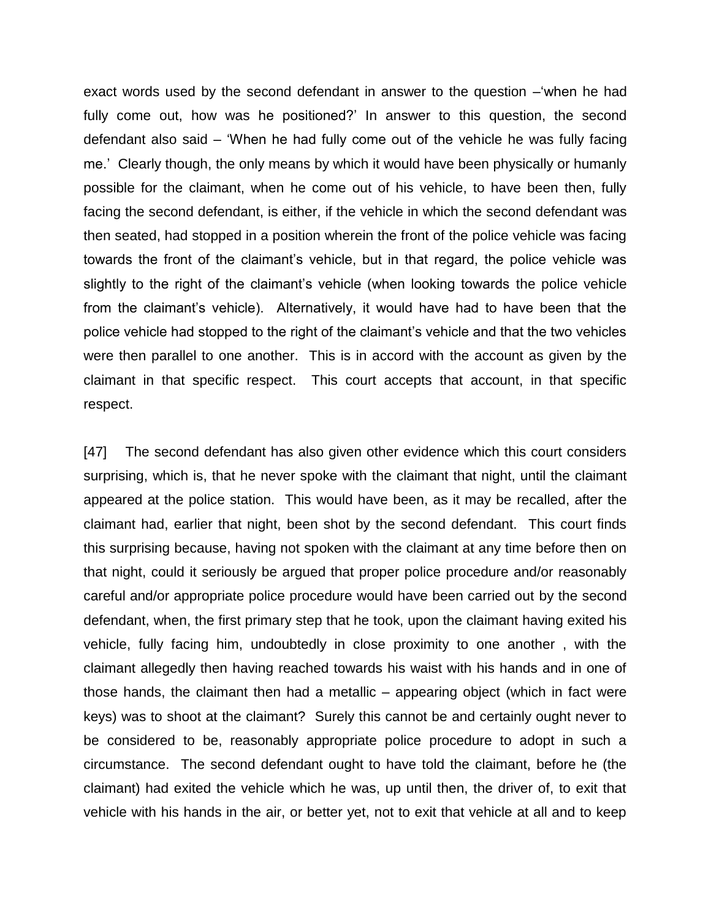exact words used by the second defendant in answer to the question –'when he had fully come out, how was he positioned?' In answer to this question, the second defendant also said – 'When he had fully come out of the vehicle he was fully facing me.' Clearly though, the only means by which it would have been physically or humanly possible for the claimant, when he come out of his vehicle, to have been then, fully facing the second defendant, is either, if the vehicle in which the second defendant was then seated, had stopped in a position wherein the front of the police vehicle was facing towards the front of the claimant's vehicle, but in that regard, the police vehicle was slightly to the right of the claimant's vehicle (when looking towards the police vehicle from the claimant's vehicle). Alternatively, it would have had to have been that the police vehicle had stopped to the right of the claimant's vehicle and that the two vehicles were then parallel to one another. This is in accord with the account as given by the claimant in that specific respect. This court accepts that account, in that specific respect.

[47] The second defendant has also given other evidence which this court considers surprising, which is, that he never spoke with the claimant that night, until the claimant appeared at the police station. This would have been, as it may be recalled, after the claimant had, earlier that night, been shot by the second defendant. This court finds this surprising because, having not spoken with the claimant at any time before then on that night, could it seriously be argued that proper police procedure and/or reasonably careful and/or appropriate police procedure would have been carried out by the second defendant, when, the first primary step that he took, upon the claimant having exited his vehicle, fully facing him, undoubtedly in close proximity to one another , with the claimant allegedly then having reached towards his waist with his hands and in one of those hands, the claimant then had a metallic – appearing object (which in fact were keys) was to shoot at the claimant? Surely this cannot be and certainly ought never to be considered to be, reasonably appropriate police procedure to adopt in such a circumstance. The second defendant ought to have told the claimant, before he (the claimant) had exited the vehicle which he was, up until then, the driver of, to exit that vehicle with his hands in the air, or better yet, not to exit that vehicle at all and to keep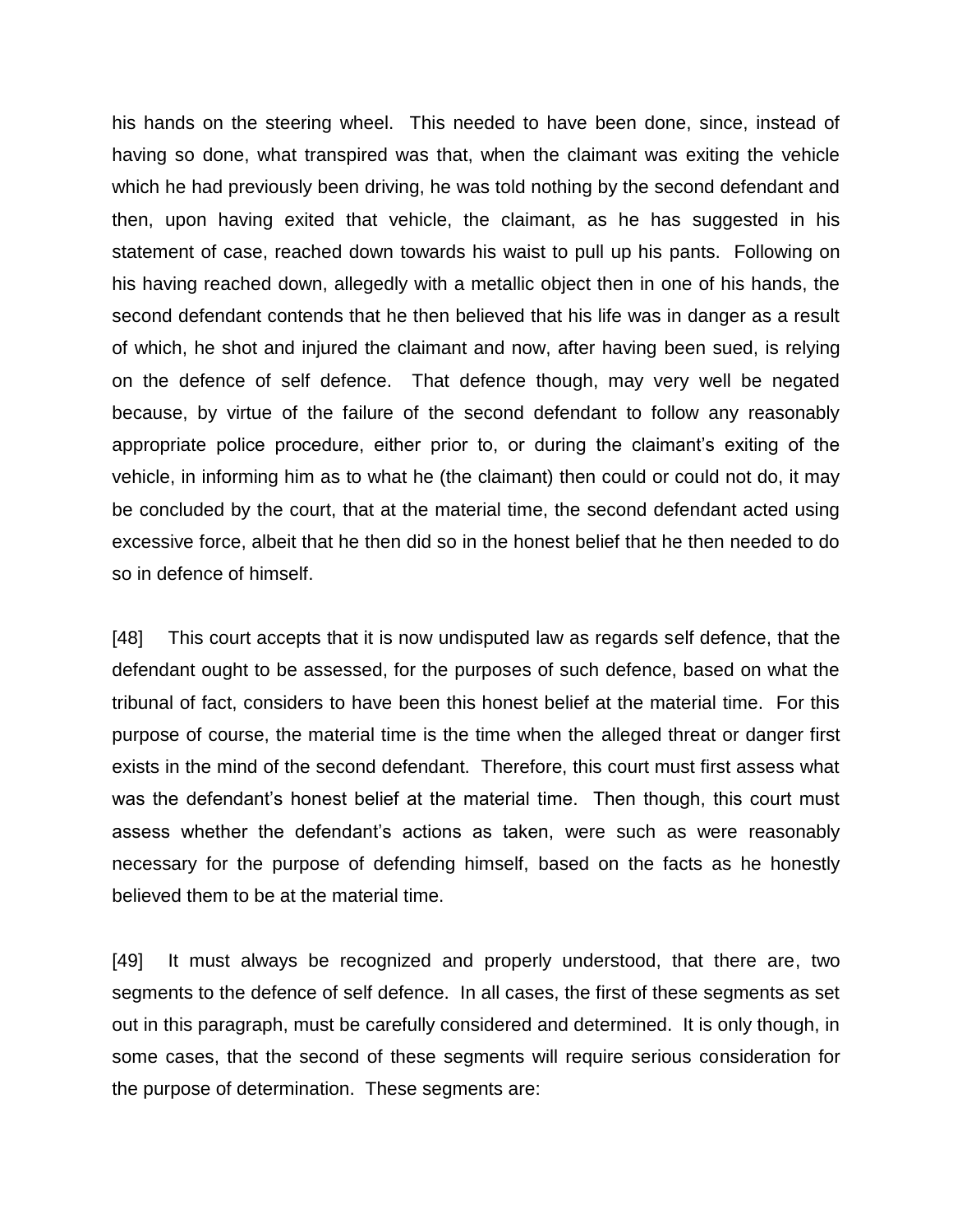his hands on the steering wheel. This needed to have been done, since, instead of having so done, what transpired was that, when the claimant was exiting the vehicle which he had previously been driving, he was told nothing by the second defendant and then, upon having exited that vehicle, the claimant, as he has suggested in his statement of case, reached down towards his waist to pull up his pants. Following on his having reached down, allegedly with a metallic object then in one of his hands, the second defendant contends that he then believed that his life was in danger as a result of which, he shot and injured the claimant and now, after having been sued, is relying on the defence of self defence. That defence though, may very well be negated because, by virtue of the failure of the second defendant to follow any reasonably appropriate police procedure, either prior to, or during the claimant's exiting of the vehicle, in informing him as to what he (the claimant) then could or could not do, it may be concluded by the court, that at the material time, the second defendant acted using excessive force, albeit that he then did so in the honest belief that he then needed to do so in defence of himself.

[48] This court accepts that it is now undisputed law as regards self defence, that the defendant ought to be assessed, for the purposes of such defence, based on what the tribunal of fact, considers to have been this honest belief at the material time. For this purpose of course, the material time is the time when the alleged threat or danger first exists in the mind of the second defendant. Therefore, this court must first assess what was the defendant's honest belief at the material time. Then though, this court must assess whether the defendant's actions as taken, were such as were reasonably necessary for the purpose of defending himself, based on the facts as he honestly believed them to be at the material time.

[49] It must always be recognized and properly understood, that there are, two segments to the defence of self defence. In all cases, the first of these segments as set out in this paragraph, must be carefully considered and determined. It is only though, in some cases, that the second of these segments will require serious consideration for the purpose of determination. These segments are: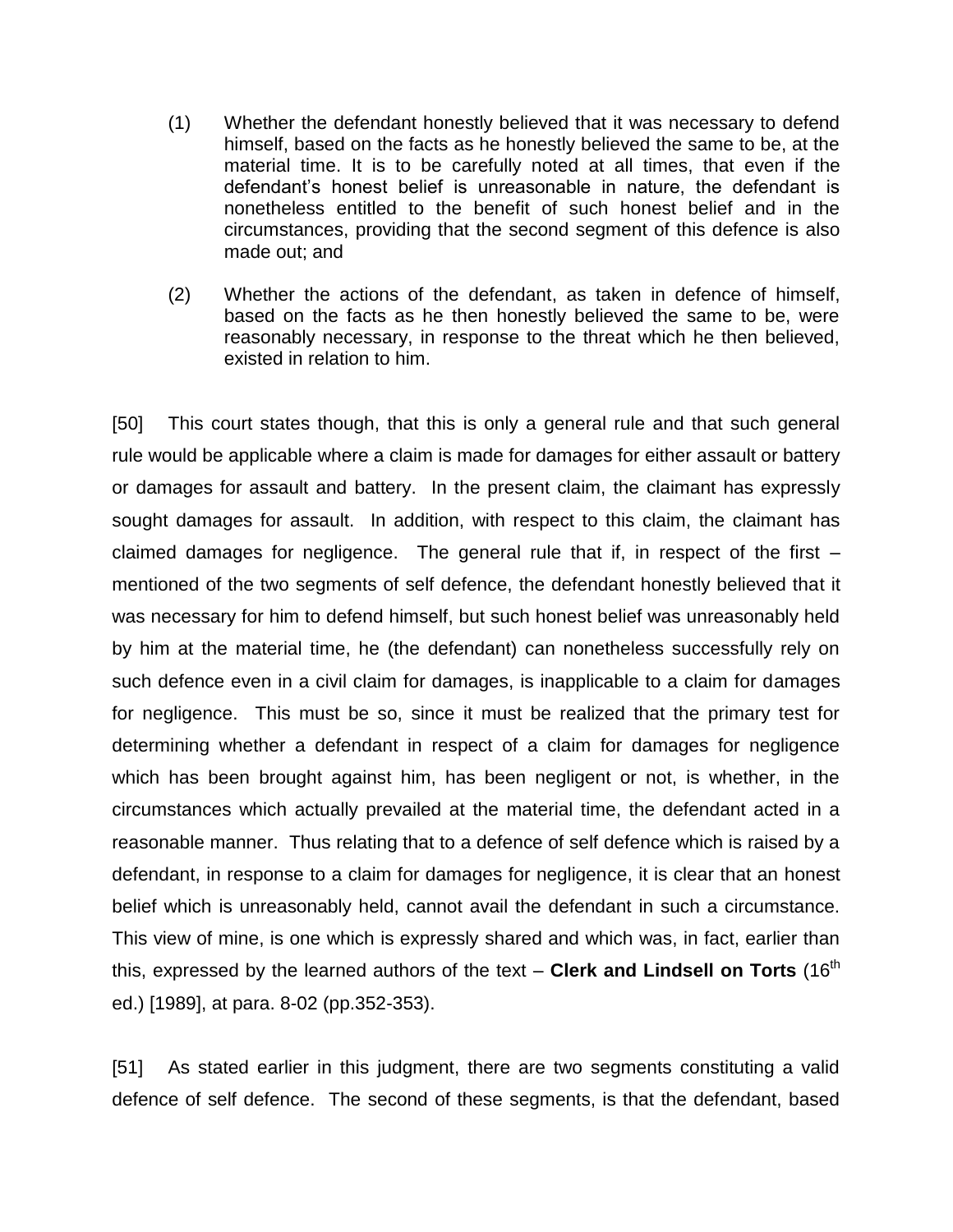(1) Whether the defendant honestly believed that it was necessary to defend himself, based on the facts as he honestly believed the same to be, at the material time. It is to be carefully noted at all times, that even if the defendant's honest belief is unreasonable in nature, the defendant is nonetheless entitled to the benefit of such honest belief and in the circumstances, providing that the second segment of this defence is also made out; and

(2) Whether the actions of the defendant, as taken in defence of himself, based on the facts as he then honestly believed the same to be, were reasonably necessary, in response to the threat which he then believed, existed in relation to him.

[50] This court states though, that this is only a general rule and that such general rule would be applicable where a claim is made for damages for either assault or battery or damages for assault and battery. In the present claim, the claimant has expressly sought damages for assault. In addition, with respect to this claim, the claimant has claimed damages for negligence. The general rule that if, in respect of the first – mentioned of the two segments of self defence, the defendant honestly believed that it was necessary for him to defend himself, but such honest belief was unreasonably held by him at the material time, he (the defendant) can nonetheless successfully rely on such defence even in a civil claim for damages, is inapplicable to a claim for damages for negligence. This must be so, since it must be realized that the primary test for determining whether a defendant in respect of a claim for damages for negligence which has been brought against him, has been negligent or not, is whether, in the circumstances which actually prevailed at the material time, the defendant acted in a reasonable manner. Thus relating that to a defence of self defence which is raised by a defendant, in response to a claim for damages for negligence, it is clear that an honest belief which is unreasonably held, cannot avail the defendant in such a circumstance. This view of mine, is one which is expressly shared and which was, in fact, earlier than this, expressed by the learned authors of the text – **Clerk and Lindsell on Torts** (16th ed.) [1989], at para. 8-02 (pp.352-353).

[51] As stated earlier in this judgment, there are two segments constituting a valid defence of self defence. The second of these segments, is that the defendant, based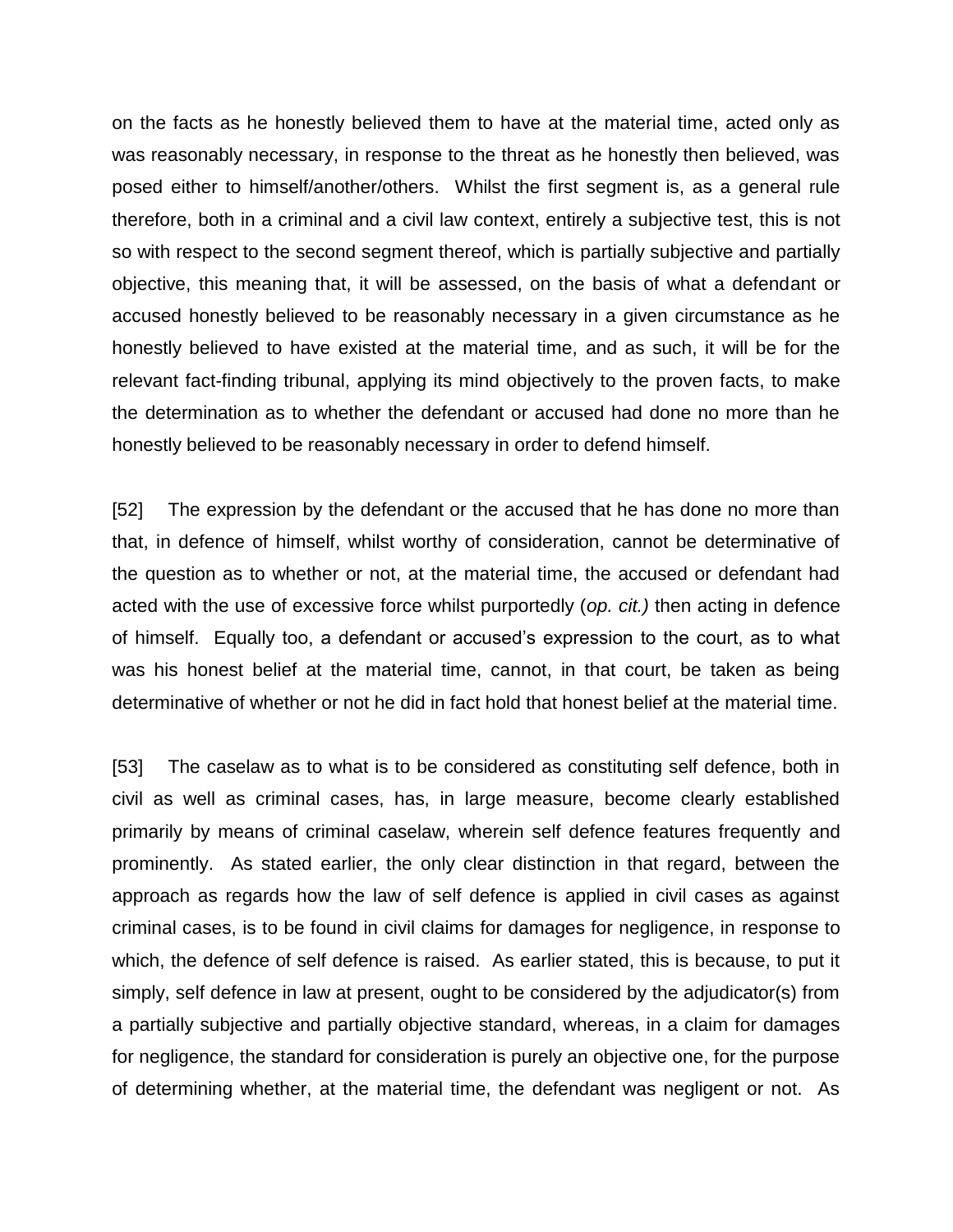on the facts as he honestly believed them to have at the material time, acted only as was reasonably necessary, in response to the threat as he honestly then believed, was posed either to himself/another/others. Whilst the first segment is, as a general rule therefore, both in a criminal and a civil law context, entirely a subjective test, this is not so with respect to the second segment thereof, which is partially subjective and partially objective, this meaning that, it will be assessed, on the basis of what a defendant or accused honestly believed to be reasonably necessary in a given circumstance as he honestly believed to have existed at the material time, and as such, it will be for the relevant fact-finding tribunal, applying its mind objectively to the proven facts, to make the determination as to whether the defendant or accused had done no more than he honestly believed to be reasonably necessary in order to defend himself.

[52] The expression by the defendant or the accused that he has done no more than that, in defence of himself, whilst worthy of consideration, cannot be determinative of the question as to whether or not, at the material time, the accused or defendant had acted with the use of excessive force whilst purportedly (*op. cit.)* then acting in defence of himself. Equally too, a defendant or accused's expression to the court, as to what was his honest belief at the material time, cannot, in that court, be taken as being determinative of whether or not he did in fact hold that honest belief at the material time.

[53] The caselaw as to what is to be considered as constituting self defence, both in civil as well as criminal cases, has, in large measure, become clearly established primarily by means of criminal caselaw, wherein self defence features frequently and prominently. As stated earlier, the only clear distinction in that regard, between the approach as regards how the law of self defence is applied in civil cases as against criminal cases, is to be found in civil claims for damages for negligence, in response to which, the defence of self defence is raised. As earlier stated, this is because, to put it simply, self defence in law at present, ought to be considered by the adjudicator(s) from a partially subjective and partially objective standard, whereas, in a claim for damages for negligence, the standard for consideration is purely an objective one, for the purpose of determining whether, at the material time, the defendant was negligent or not. As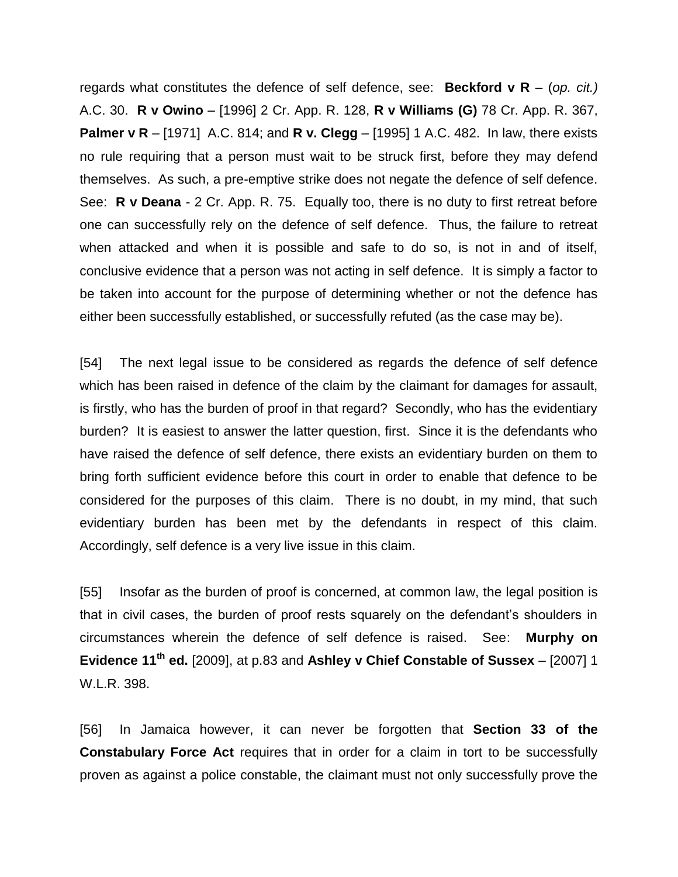regards what constitutes the defence of self defence, see: **Beckford v R** – (*op. cit.)* A.C. 30. **R v Owino** – [1996] 2 Cr. App. R. 128, **R v Williams (G)** 78 Cr. App. R. 367, **Palmer v R** – [1971] A.C. 814; and **R v. Clegg** – [1995] 1 A.C. 482. In law, there exists no rule requiring that a person must wait to be struck first, before they may defend themselves. As such, a pre-emptive strike does not negate the defence of self defence. See: **R v Deana** - 2 Cr. App. R. 75. Equally too, there is no duty to first retreat before one can successfully rely on the defence of self defence. Thus, the failure to retreat when attacked and when it is possible and safe to do so, is not in and of itself, conclusive evidence that a person was not acting in self defence. It is simply a factor to be taken into account for the purpose of determining whether or not the defence has either been successfully established, or successfully refuted (as the case may be).

[54] The next legal issue to be considered as regards the defence of self defence which has been raised in defence of the claim by the claimant for damages for assault, is firstly, who has the burden of proof in that regard? Secondly, who has the evidentiary burden? It is easiest to answer the latter question, first. Since it is the defendants who have raised the defence of self defence, there exists an evidentiary burden on them to bring forth sufficient evidence before this court in order to enable that defence to be considered for the purposes of this claim. There is no doubt, in my mind, that such evidentiary burden has been met by the defendants in respect of this claim. Accordingly, self defence is a very live issue in this claim.

[55] Insofar as the burden of proof is concerned, at common law, the legal position is that in civil cases, the burden of proof rests squarely on the defendant's shoulders in circumstances wherein the defence of self defence is raised. See: **Murphy on Evidence 11th ed.** [2009], at p.83 and **Ashley v Chief Constable of Sussex** – [2007] 1 W.L.R. 398.

[56] In Jamaica however, it can never be forgotten that **Section 33 of the Constabulary Force Act** requires that in order for a claim in tort to be successfully proven as against a police constable, the claimant must not only successfully prove the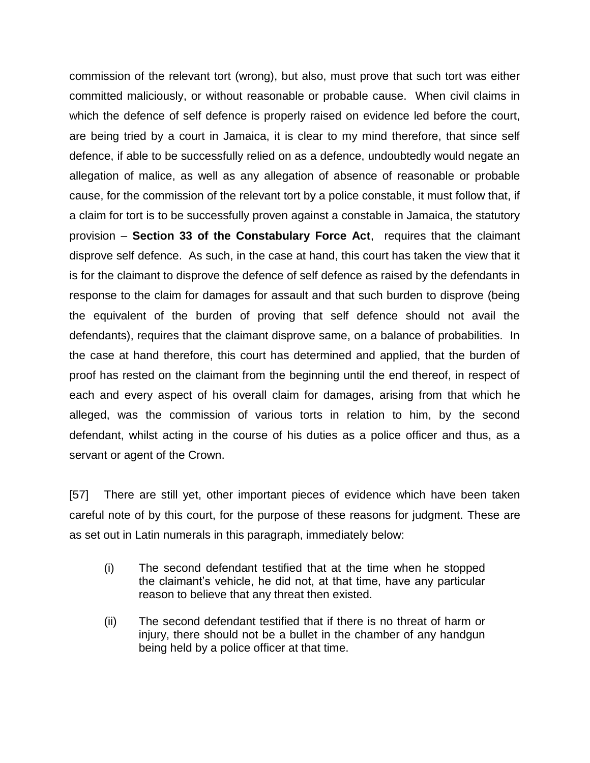commission of the relevant tort (wrong), but also, must prove that such tort was either committed maliciously, or without reasonable or probable cause. When civil claims in which the defence of self defence is properly raised on evidence led before the court, are being tried by a court in Jamaica, it is clear to my mind therefore, that since self defence, if able to be successfully relied on as a defence, undoubtedly would negate an allegation of malice, as well as any allegation of absence of reasonable or probable cause, for the commission of the relevant tort by a police constable, it must follow that, if a claim for tort is to be successfully proven against a constable in Jamaica, the statutory provision – **Section 33 of the Constabulary Force Act**, requires that the claimant disprove self defence. As such, in the case at hand, this court has taken the view that it is for the claimant to disprove the defence of self defence as raised by the defendants in response to the claim for damages for assault and that such burden to disprove (being the equivalent of the burden of proving that self defence should not avail the defendants), requires that the claimant disprove same, on a balance of probabilities. In the case at hand therefore, this court has determined and applied, that the burden of proof has rested on the claimant from the beginning until the end thereof, in respect of each and every aspect of his overall claim for damages, arising from that which he alleged, was the commission of various torts in relation to him, by the second defendant, whilst acting in the course of his duties as a police officer and thus, as a servant or agent of the Crown.

[57] There are still yet, other important pieces of evidence which have been taken careful note of by this court, for the purpose of these reasons for judgment. These are as set out in Latin numerals in this paragraph, immediately below:

(i) The second defendant testified that at the time when he stopped the claimant's vehicle, he did not, at that time, have any particular reason to believe that any threat then existed.

(ii) The second defendant testified that if there is no threat of harm or injury, there should not be a bullet in the chamber of any handgun being held by a police officer at that time.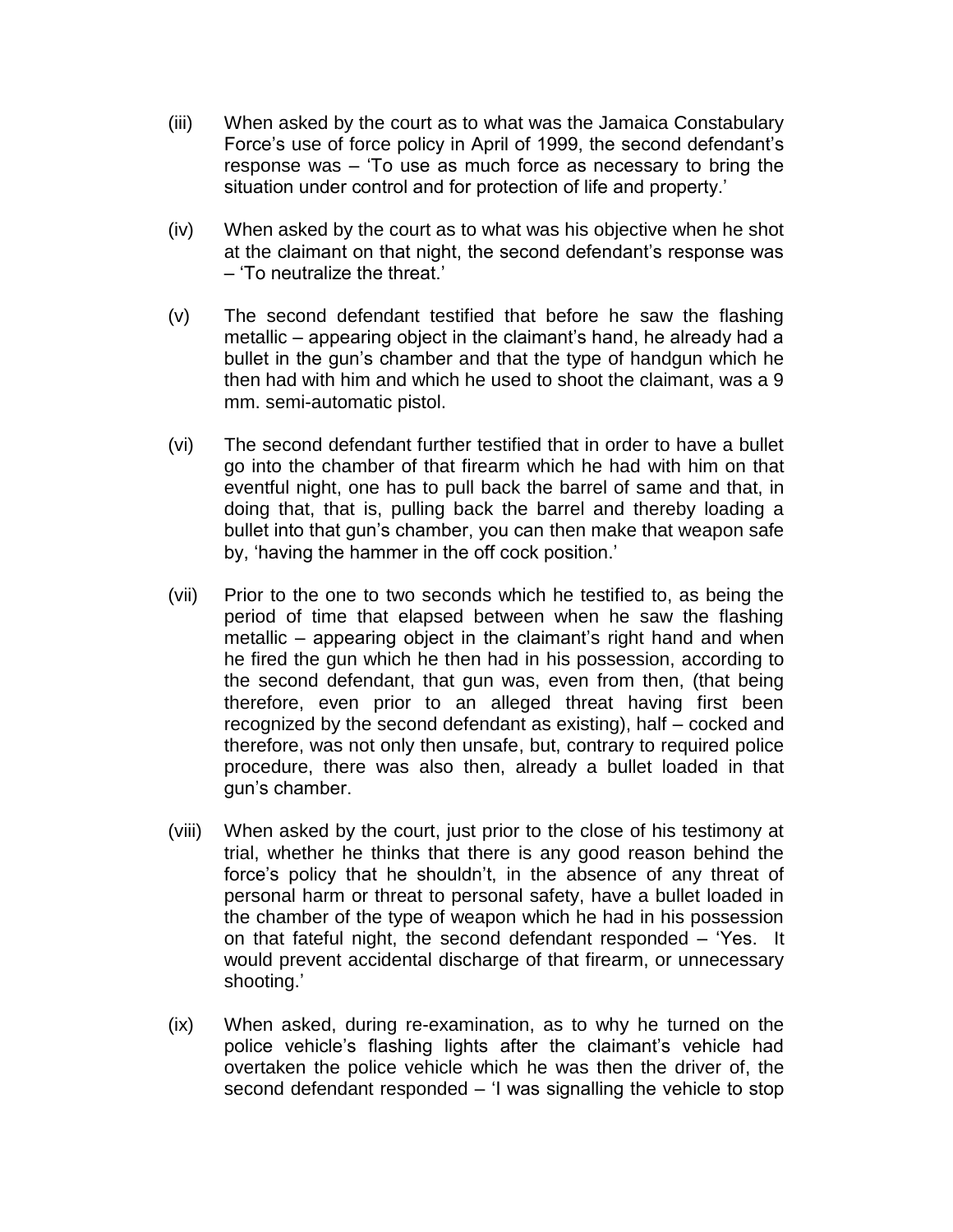(iii) When asked by the court as to what was the Jamaica Constabulary Force's use of force policy in April of 1999, the second defendant's response was – 'To use as much force as necessary to bring the situation under control and for protection of life and property.'

(iv) When asked by the court as to what was his objective when he shot at the claimant on that night, the second defendant's response was – 'To neutralize the threat.'

(v) The second defendant testified that before he saw the flashing metallic – appearing object in the claimant's hand, he already had a bullet in the gun's chamber and that the type of handgun which he then had with him and which he used to shoot the claimant, was a 9 mm. semi-automatic pistol.

(vi) The second defendant further testified that in order to have a bullet go into the chamber of that firearm which he had with him on that eventful night, one has to pull back the barrel of same and that, in doing that, that is, pulling back the barrel and thereby loading a bullet into that gun's chamber, you can then make that weapon safe by, 'having the hammer in the off cock position.'

(vii) Prior to the one to two seconds which he testified to, as being the period of time that elapsed between when he saw the flashing metallic – appearing object in the claimant's right hand and when he fired the gun which he then had in his possession, according to the second defendant, that gun was, even from then, (that being therefore, even prior to an alleged threat having first been recognized by the second defendant as existing), half – cocked and therefore, was not only then unsafe, but, contrary to required police procedure, there was also then, already a bullet loaded in that gun's chamber.

(viii) When asked by the court, just prior to the close of his testimony at trial, whether he thinks that there is any good reason behind the force's policy that he shouldn't, in the absence of any threat of personal harm or threat to personal safety, have a bullet loaded in the chamber of the type of weapon which he had in his possession on that fateful night, the second defendant responded – 'Yes. It would prevent accidental discharge of that firearm, or unnecessary shooting.'

(ix) When asked, during re-examination, as to why he turned on the police vehicle's flashing lights after the claimant's vehicle had overtaken the police vehicle which he was then the driver of, the second defendant responded – 'I was signalling the vehicle to stop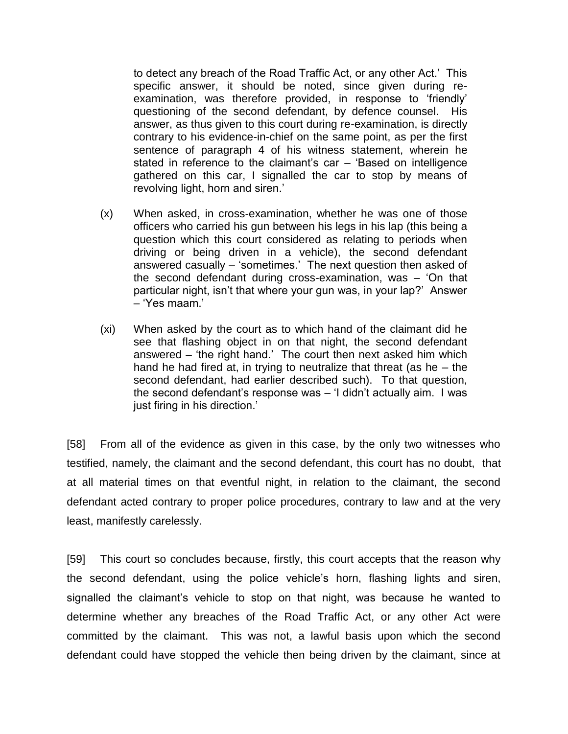to detect any breach of the Road Traffic Act, or any other Act.' This specific answer, it should be noted, since given during re-examination, was therefore provided, in response to 'friendly' questioning of the second defendant, by defence counsel. His answer, as thus given to this court during re-examination, is directly contrary to his evidence-in-chief on the same point, as per the first sentence of paragraph 4 of his witness statement, wherein he stated in reference to the claimant's car – 'Based on intelligence gathered on this car, I signalled the car to stop by means of revolving light, horn and siren.'

(x) When asked, in cross-examination, whether he was one of those officers who carried his gun between his legs in his lap (this being a question which this court considered as relating to periods when driving or being driven in a vehicle), the second defendant answered casually – 'sometimes.' The next question then asked of the second defendant during cross-examination, was – 'On that particular night, isn't that where your gun was, in your lap?' Answer – 'Yes maam.'

(xi) When asked by the court as to which hand of the claimant did he see that flashing object in on that night, the second defendant answered – 'the right hand.' The court then next asked him which hand he had fired at, in trying to neutralize that threat (as he – the second defendant, had earlier described such). To that question, the second defendant's response was – 'I didn't actually aim. I was just firing in his direction.'

[58] From all of the evidence as given in this case, by the only two witnesses who testified, namely, the claimant and the second defendant, this court has no doubt, that at all material times on that eventful night, in relation to the claimant, the second defendant acted contrary to proper police procedures, contrary to law and at the very least, manifestly carelessly.

[59] This court so concludes because, firstly, this court accepts that the reason why the second defendant, using the police vehicle's horn, flashing lights and siren, signalled the claimant's vehicle to stop on that night, was because he wanted to determine whether any breaches of the Road Traffic Act, or any other Act were committed by the claimant. This was not, a lawful basis upon which the second defendant could have stopped the vehicle then being driven by the claimant, since at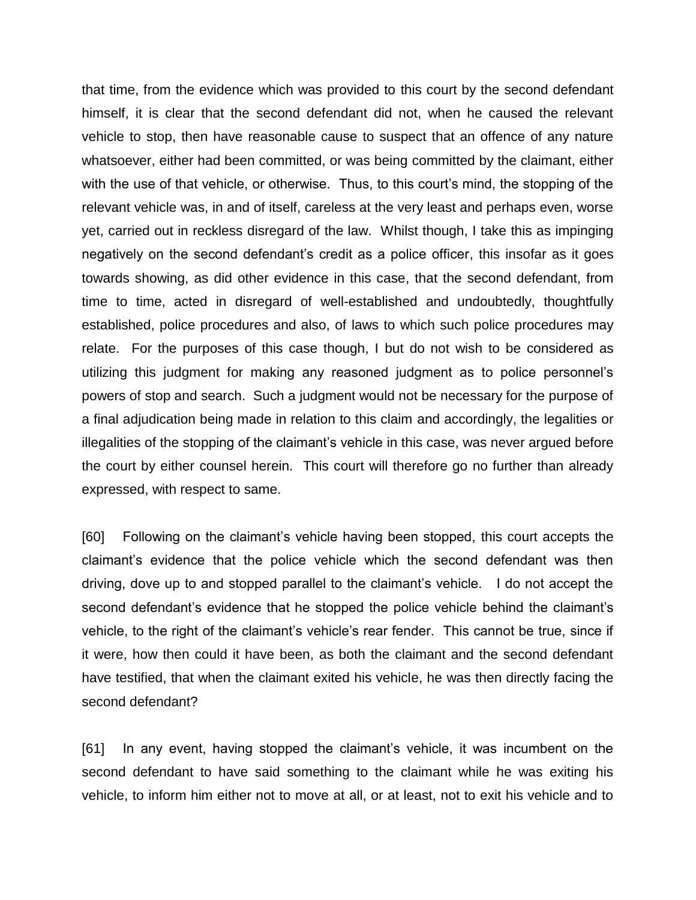that time, from the evidence which was provided to this court by the second defendant himself, it is clear that the second defendant did not, when he caused the relevant vehicle to stop, then have reasonable cause to suspect that an offence of any nature whatsoever, either had been committed, or was being committed by the claimant, either with the use of that vehicle, or otherwise. Thus, to this court's mind, the stopping of the relevant vehicle was, in and of itself, careless at the very least and perhaps even, worse yet, carried out in reckless disregard of the law. Whilst though, I take this as impinging negatively on the second defendant's credit as a police officer, this insofar as it goes towards showing, as did other evidence in this case, that the second defendant, from time to time, acted in disregard of well-established and undoubtedly, thoughtfully established, police procedures and also, of laws to which such police procedures may relate. For the purposes of this case though, I but do not wish to be considered as utilizing this judgment for making any reasoned judgment as to police personnel's powers of stop and search. Such a judgment would not be necessary for the purpose of a final adjudication being made in relation to this claim and accordingly, the legalities or illegalities of the stopping of the claimant's vehicle in this case, was never argued before the court by either counsel herein. This court will therefore go no further than already expressed, with respect to same.

[60] Following on the claimant's vehicle having been stopped, this court accepts the claimant's evidence that the police vehicle which the second defendant was then driving, dove up to and stopped parallel to the claimant's vehicle. I do not accept the second defendant's evidence that he stopped the police vehicle behind the claimant's vehicle, to the right of the claimant's vehicle's rear fender. This cannot be true, since if it were, how then could it have been, as both the claimant and the second defendant have testified, that when the claimant exited his vehicle, he was then directly facing the second defendant?

[61] In any event, having stopped the claimant's vehicle, it was incumbent on the second defendant to have said something to the claimant while he was exiting his vehicle, to inform him either not to move at all, or at least, not to exit his vehicle and to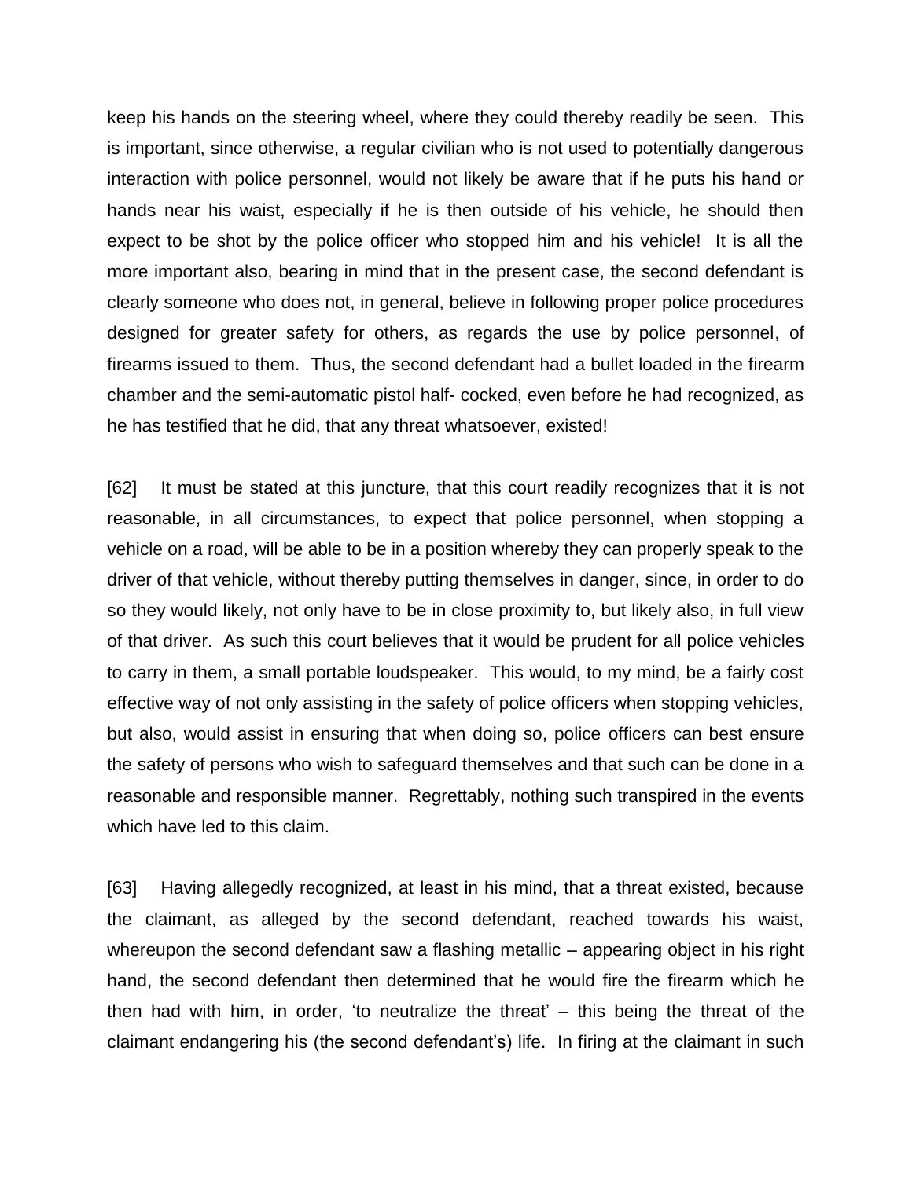keep his hands on the steering wheel, where they could thereby readily be seen. This is important, since otherwise, a regular civilian who is not used to potentially dangerous interaction with police personnel, would not likely be aware that if he puts his hand or hands near his waist, especially if he is then outside of his vehicle, he should then expect to be shot by the police officer who stopped him and his vehicle! It is all the more important also, bearing in mind that in the present case, the second defendant is clearly someone who does not, in general, believe in following proper police procedures designed for greater safety for others, as regards the use by police personnel, of firearms issued to them. Thus, the second defendant had a bullet loaded in the firearm chamber and the semi-automatic pistol half- cocked, even before he had recognized, as he has testified that he did, that any threat whatsoever, existed!

[62] It must be stated at this juncture, that this court readily recognizes that it is not reasonable, in all circumstances, to expect that police personnel, when stopping a vehicle on a road, will be able to be in a position whereby they can properly speak to the driver of that vehicle, without thereby putting themselves in danger, since, in order to do so they would likely, not only have to be in close proximity to, but likely also, in full view of that driver. As such this court believes that it would be prudent for all police vehicles to carry in them, a small portable loudspeaker. This would, to my mind, be a fairly cost effective way of not only assisting in the safety of police officers when stopping vehicles, but also, would assist in ensuring that when doing so, police officers can best ensure the safety of persons who wish to safeguard themselves and that such can be done in a reasonable and responsible manner. Regrettably, nothing such transpired in the events which have led to this claim.

[63] Having allegedly recognized, at least in his mind, that a threat existed, because the claimant, as alleged by the second defendant, reached towards his waist, whereupon the second defendant saw a flashing metallic – appearing object in his right hand, the second defendant then determined that he would fire the firearm which he then had with him, in order, 'to neutralize the threat' – this being the threat of the claimant endangering his (the second defendant's) life. In firing at the claimant in such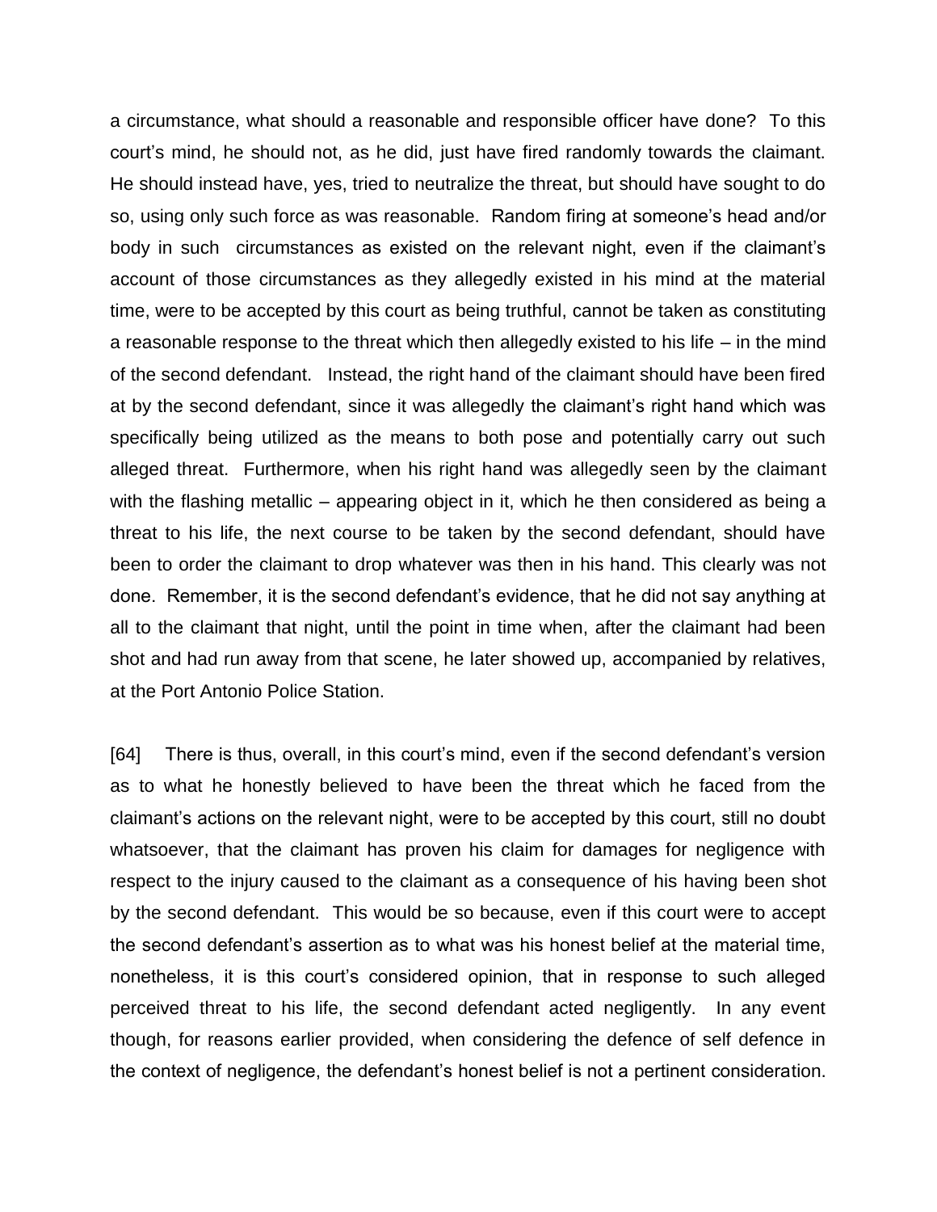a circumstance, what should a reasonable and responsible officer have done? To this court's mind, he should not, as he did, just have fired randomly towards the claimant. He should instead have, yes, tried to neutralize the threat, but should have sought to do so, using only such force as was reasonable. Random firing at someone's head and/or body in such circumstances as existed on the relevant night, even if the claimant's account of those circumstances as they allegedly existed in his mind at the material time, were to be accepted by this court as being truthful, cannot be taken as constituting a reasonable response to the threat which then allegedly existed to his life – in the mind of the second defendant. Instead, the right hand of the claimant should have been fired at by the second defendant, since it was allegedly the claimant's right hand which was specifically being utilized as the means to both pose and potentially carry out such alleged threat. Furthermore, when his right hand was allegedly seen by the claimant with the flashing metallic – appearing object in it, which he then considered as being a threat to his life, the next course to be taken by the second defendant, should have been to order the claimant to drop whatever was then in his hand. This clearly was not done. Remember, it is the second defendant's evidence, that he did not say anything at all to the claimant that night, until the point in time when, after the claimant had been shot and had run away from that scene, he later showed up, accompanied by relatives, at the Port Antonio Police Station.

[64] There is thus, overall, in this court's mind, even if the second defendant's version as to what he honestly believed to have been the threat which he faced from the claimant's actions on the relevant night, were to be accepted by this court, still no doubt whatsoever, that the claimant has proven his claim for damages for negligence with respect to the injury caused to the claimant as a consequence of his having been shot by the second defendant. This would be so because, even if this court were to accept the second defendant's assertion as to what was his honest belief at the material time, nonetheless, it is this court's considered opinion, that in response to such alleged perceived threat to his life, the second defendant acted negligently. In any event though, for reasons earlier provided, when considering the defence of self defence in the context of negligence, the defendant's honest belief is not a pertinent consideration.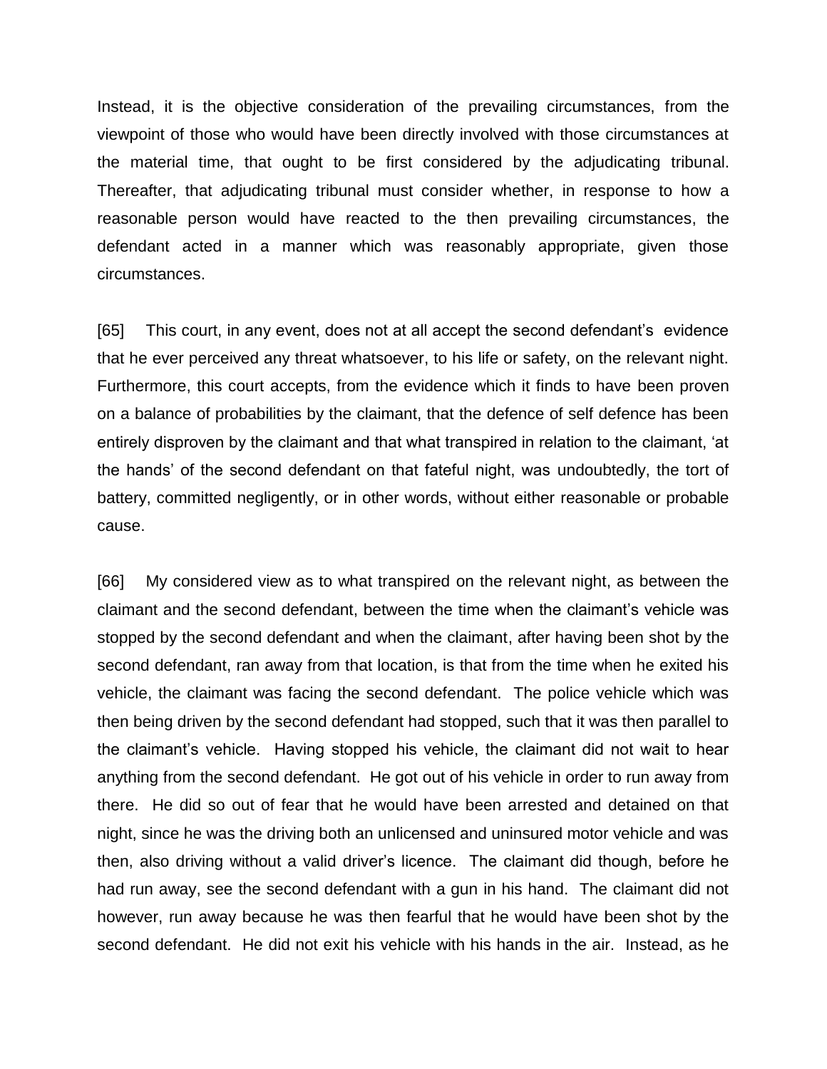Instead, it is the objective consideration of the prevailing circumstances, from the viewpoint of those who would have been directly involved with those circumstances at the material time, that ought to be first considered by the adjudicating tribunal. Thereafter, that adjudicating tribunal must consider whether, in response to how a reasonable person would have reacted to the then prevailing circumstances, the defendant acted in a manner which was reasonably appropriate, given those circumstances.

[65] This court, in any event, does not at all accept the second defendant's evidence that he ever perceived any threat whatsoever, to his life or safety, on the relevant night. Furthermore, this court accepts, from the evidence which it finds to have been proven on a balance of probabilities by the claimant, that the defence of self defence has been entirely disproven by the claimant and that what transpired in relation to the claimant, 'at the hands' of the second defendant on that fateful night, was undoubtedly, the tort of battery, committed negligently, or in other words, without either reasonable or probable cause.

[66] My considered view as to what transpired on the relevant night, as between the claimant and the second defendant, between the time when the claimant's vehicle was stopped by the second defendant and when the claimant, after having been shot by the second defendant, ran away from that location, is that from the time when he exited his vehicle, the claimant was facing the second defendant. The police vehicle which was then being driven by the second defendant had stopped, such that it was then parallel to the claimant's vehicle. Having stopped his vehicle, the claimant did not wait to hear anything from the second defendant. He got out of his vehicle in order to run away from there. He did so out of fear that he would have been arrested and detained on that night, since he was the driving both an unlicensed and uninsured motor vehicle and was then, also driving without a valid driver's licence. The claimant did though, before he had run away, see the second defendant with a gun in his hand. The claimant did not however, run away because he was then fearful that he would have been shot by the second defendant. He did not exit his vehicle with his hands in the air. Instead, as he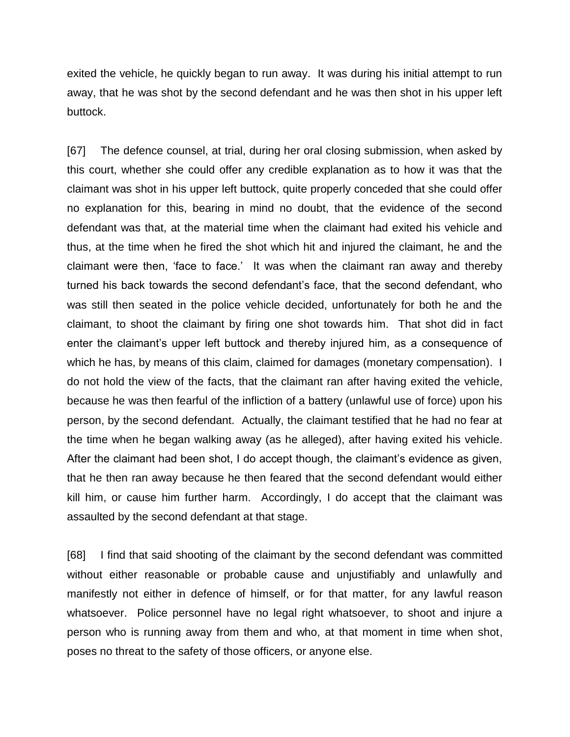exited the vehicle, he quickly began to run away. It was during his initial attempt to run away, that he was shot by the second defendant and he was then shot in his upper left buttock.

[67] The defence counsel, at trial, during her oral closing submission, when asked by this court, whether she could offer any credible explanation as to how it was that the claimant was shot in his upper left buttock, quite properly conceded that she could offer no explanation for this, bearing in mind no doubt, that the evidence of the second defendant was that, at the material time when the claimant had exited his vehicle and thus, at the time when he fired the shot which hit and injured the claimant, he and the claimant were then, 'face to face.' It was when the claimant ran away and thereby turned his back towards the second defendant's face, that the second defendant, who was still then seated in the police vehicle decided, unfortunately for both he and the claimant, to shoot the claimant by firing one shot towards him. That shot did in fact enter the claimant's upper left buttock and thereby injured him, as a consequence of which he has, by means of this claim, claimed for damages (monetary compensation). I do not hold the view of the facts, that the claimant ran after having exited the vehicle, because he was then fearful of the infliction of a battery (unlawful use of force) upon his person, by the second defendant. Actually, the claimant testified that he had no fear at the time when he began walking away (as he alleged), after having exited his vehicle. After the claimant had been shot, I do accept though, the claimant's evidence as given, that he then ran away because he then feared that the second defendant would either kill him, or cause him further harm. Accordingly, I do accept that the claimant was assaulted by the second defendant at that stage.

[68] I find that said shooting of the claimant by the second defendant was committed without either reasonable or probable cause and unjustifiably and unlawfully and manifestly not either in defence of himself, or for that matter, for any lawful reason whatsoever. Police personnel have no legal right whatsoever, to shoot and injure a person who is running away from them and who, at that moment in time when shot, poses no threat to the safety of those officers, or anyone else.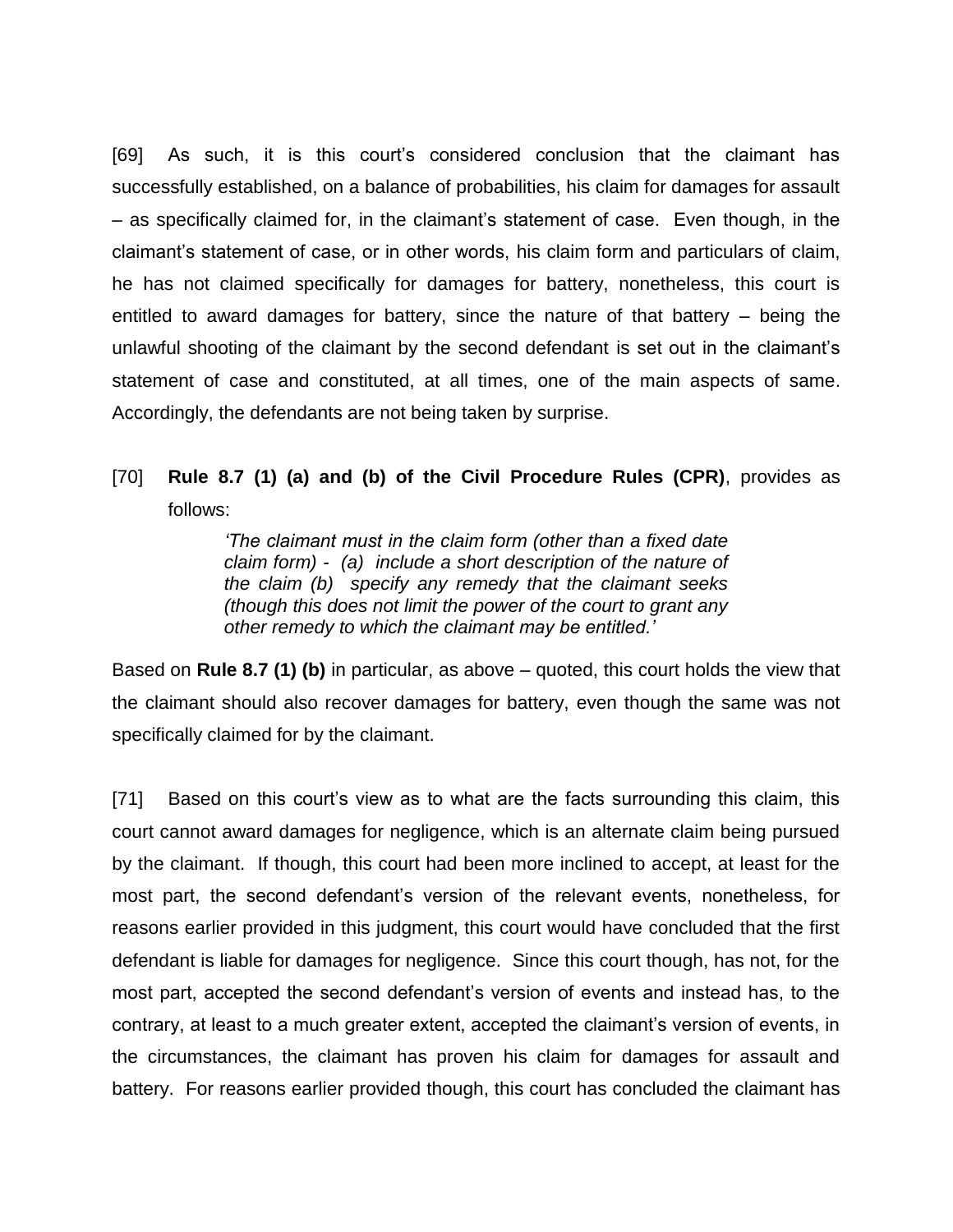[69] As such, it is this court's considered conclusion that the claimant has successfully established, on a balance of probabilities, his claim for damages for assault – as specifically claimed for, in the claimant's statement of case. Even though, in the claimant's statement of case, or in other words, his claim form and particulars of claim, he has not claimed specifically for damages for battery, nonetheless, this court is entitled to award damages for battery, since the nature of that battery – being the unlawful shooting of the claimant by the second defendant is set out in the claimant's statement of case and constituted, at all times, one of the main aspects of same. Accordingly, the defendants are not being taken by surprise.

[70] **Rule 8.7 (1) (a) and (b) of the Civil Procedure Rules (CPR)**, provides as follows:

> *'The claimant must in the claim form (other than a fixed date claim form) - (a) include a short description of the nature of the claim (b) specify any remedy that the claimant seeks (though this does not limit the power of the court to grant any other remedy to which the claimant may be entitled.'*

Based on **Rule 8.7 (1) (b)** in particular, as above – quoted, this court holds the view that the claimant should also recover damages for battery, even though the same was not specifically claimed for by the claimant.

[71] Based on this court's view as to what are the facts surrounding this claim, this court cannot award damages for negligence, which is an alternate claim being pursued by the claimant. If though, this court had been more inclined to accept, at least for the most part, the second defendant's version of the relevant events, nonetheless, for reasons earlier provided in this judgment, this court would have concluded that the first defendant is liable for damages for negligence. Since this court though, has not, for the most part, accepted the second defendant's version of events and instead has, to the contrary, at least to a much greater extent, accepted the claimant's version of events, in the circumstances, the claimant has proven his claim for damages for assault and battery. For reasons earlier provided though, this court has concluded the claimant has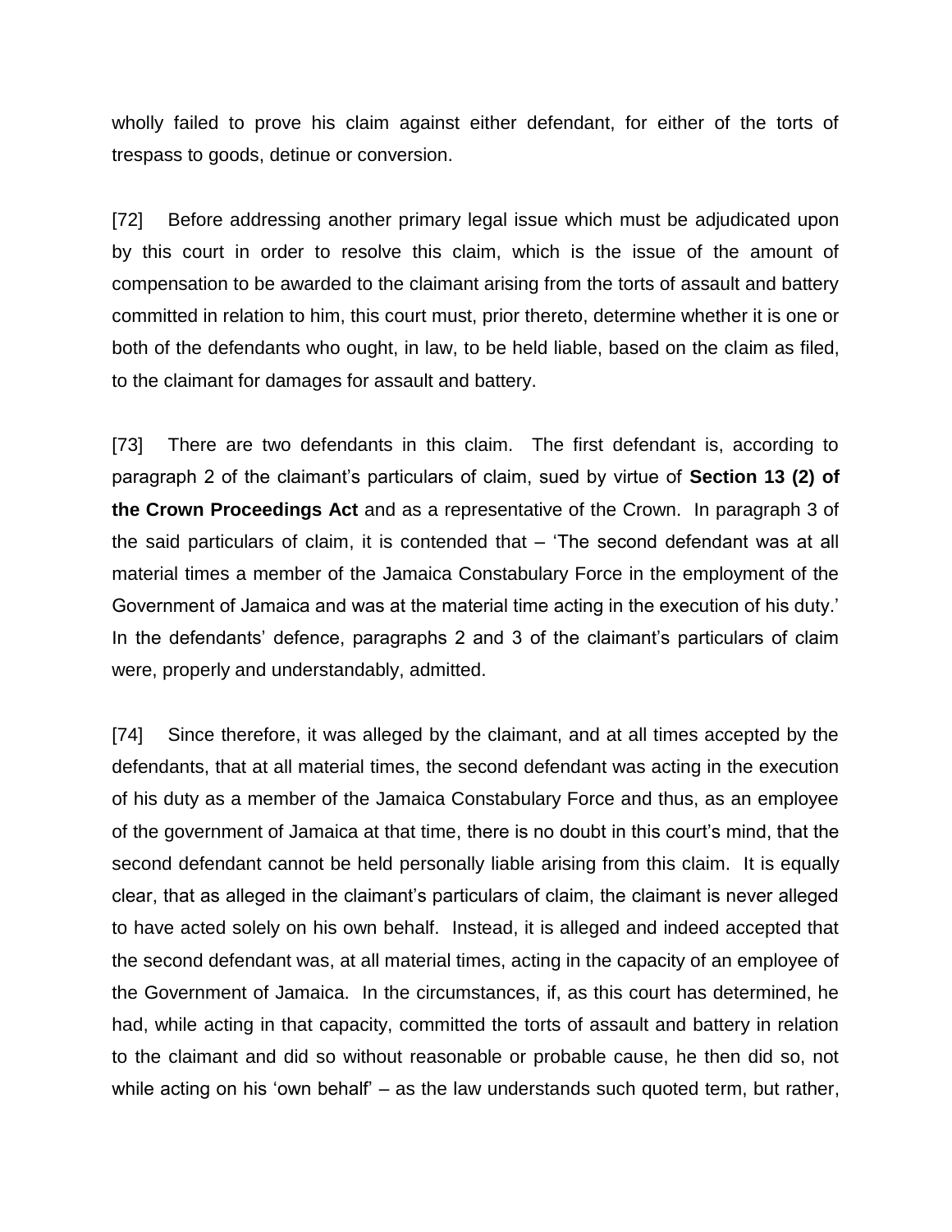wholly failed to prove his claim against either defendant, for either of the torts of trespass to goods, detinue or conversion.

[72] Before addressing another primary legal issue which must be adjudicated upon by this court in order to resolve this claim, which is the issue of the amount of compensation to be awarded to the claimant arising from the torts of assault and battery committed in relation to him, this court must, prior thereto, determine whether it is one or both of the defendants who ought, in law, to be held liable, based on the claim as filed, to the claimant for damages for assault and battery.

[73] There are two defendants in this claim. The first defendant is, according to paragraph 2 of the claimant's particulars of claim, sued by virtue of **Section 13 (2) of the Crown Proceedings Act** and as a representative of the Crown. In paragraph 3 of the said particulars of claim, it is contended that – 'The second defendant was at all material times a member of the Jamaica Constabulary Force in the employment of the Government of Jamaica and was at the material time acting in the execution of his duty.' In the defendants' defence, paragraphs 2 and 3 of the claimant's particulars of claim were, properly and understandably, admitted.

[74] Since therefore, it was alleged by the claimant, and at all times accepted by the defendants, that at all material times, the second defendant was acting in the execution of his duty as a member of the Jamaica Constabulary Force and thus, as an employee of the government of Jamaica at that time, there is no doubt in this court's mind, that the second defendant cannot be held personally liable arising from this claim. It is equally clear, that as alleged in the claimant's particulars of claim, the claimant is never alleged to have acted solely on his own behalf. Instead, it is alleged and indeed accepted that the second defendant was, at all material times, acting in the capacity of an employee of the Government of Jamaica. In the circumstances, if, as this court has determined, he had, while acting in that capacity, committed the torts of assault and battery in relation to the claimant and did so without reasonable or probable cause, he then did so, not while acting on his 'own behalf' – as the law understands such quoted term, but rather,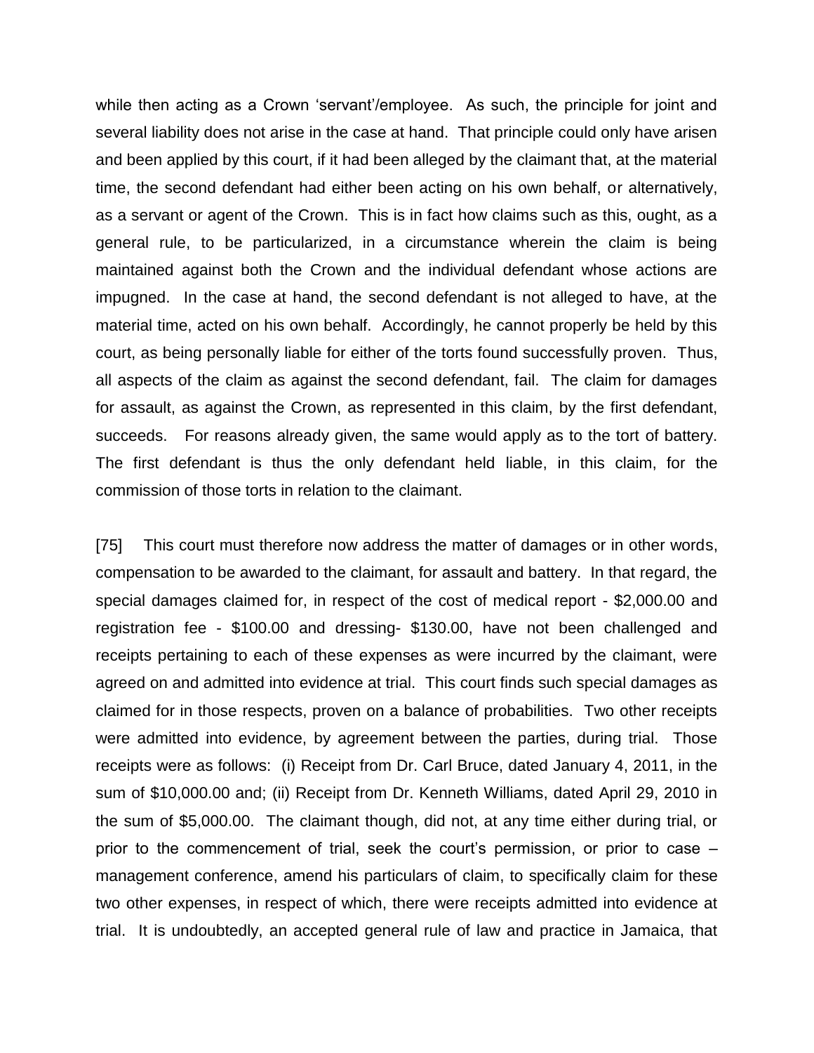while then acting as a Crown 'servant'/employee. As such, the principle for joint and several liability does not arise in the case at hand. That principle could only have arisen and been applied by this court, if it had been alleged by the claimant that, at the material time, the second defendant had either been acting on his own behalf, or alternatively, as a servant or agent of the Crown. This is in fact how claims such as this, ought, as a general rule, to be particularized, in a circumstance wherein the claim is being maintained against both the Crown and the individual defendant whose actions are impugned. In the case at hand, the second defendant is not alleged to have, at the material time, acted on his own behalf. Accordingly, he cannot properly be held by this court, as being personally liable for either of the torts found successfully proven. Thus, all aspects of the claim as against the second defendant, fail. The claim for damages for assault, as against the Crown, as represented in this claim, by the first defendant, succeeds. For reasons already given, the same would apply as to the tort of battery. The first defendant is thus the only defendant held liable, in this claim, for the commission of those torts in relation to the claimant.

[75] This court must therefore now address the matter of damages or in other words, compensation to be awarded to the claimant, for assault and battery. In that regard, the special damages claimed for, in respect of the cost of medical report - $2,000.00 and registration fee - $100.00 and dressing- $130.00, have not been challenged and receipts pertaining to each of these expenses as were incurred by the claimant, were agreed on and admitted into evidence at trial. This court finds such special damages as claimed for in those respects, proven on a balance of probabilities. Two other receipts were admitted into evidence, by agreement between the parties, during trial. Those receipts were as follows: (i) Receipt from Dr. Carl Bruce, dated January 4, 2011, in the sum of $10,000.00 and; (ii) Receipt from Dr. Kenneth Williams, dated April 29, 2010 in the sum of $5,000.00. The claimant though, did not, at any time either during trial, or prior to the commencement of trial, seek the court's permission, or prior to case – management conference, amend his particulars of claim, to specifically claim for these two other expenses, in respect of which, there were receipts admitted into evidence at trial. It is undoubtedly, an accepted general rule of law and practice in Jamaica, that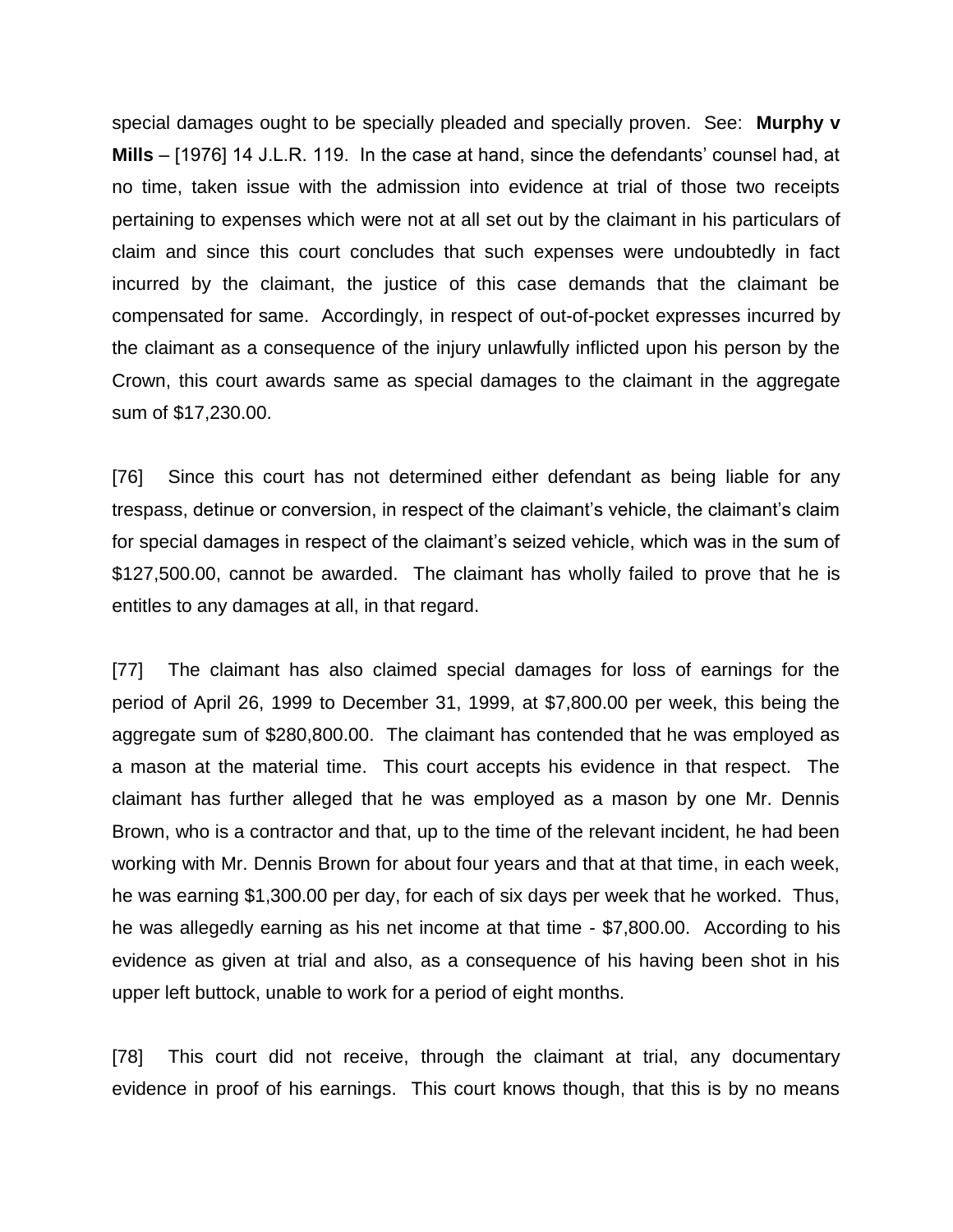special damages ought to be specially pleaded and specially proven. See: **Murphy v Mills** – [1976] 14 J.L.R. 119. In the case at hand, since the defendants' counsel had, at no time, taken issue with the admission into evidence at trial of those two receipts pertaining to expenses which were not at all set out by the claimant in his particulars of claim and since this court concludes that such expenses were undoubtedly in fact incurred by the claimant, the justice of this case demands that the claimant be compensated for same. Accordingly, in respect of out-of-pocket expresses incurred by the claimant as a consequence of the injury unlawfully inflicted upon his person by the Crown, this court awards same as special damages to the claimant in the aggregate sum of $17,230.00.

[76] Since this court has not determined either defendant as being liable for any trespass, detinue or conversion, in respect of the claimant's vehicle, the claimant's claim for special damages in respect of the claimant's seized vehicle, which was in the sum of $127,500.00, cannot be awarded. The claimant has wholly failed to prove that he is entitles to any damages at all, in that regard.

[77] The claimant has also claimed special damages for loss of earnings for the period of April 26, 1999 to December 31, 1999, at $7,800.00 per week, this being the aggregate sum of $280,800.00. The claimant has contended that he was employed as a mason at the material time. This court accepts his evidence in that respect. The claimant has further alleged that he was employed as a mason by one Mr. Dennis Brown, who is a contractor and that, up to the time of the relevant incident, he had been working with Mr. Dennis Brown for about four years and that at that time, in each week, he was earning $1,300.00 per day, for each of six days per week that he worked. Thus, he was allegedly earning as his net income at that time - $7,800.00. According to his evidence as given at trial and also, as a consequence of his having been shot in his upper left buttock, unable to work for a period of eight months.

[78] This court did not receive, through the claimant at trial, any documentary evidence in proof of his earnings. This court knows though, that this is by no means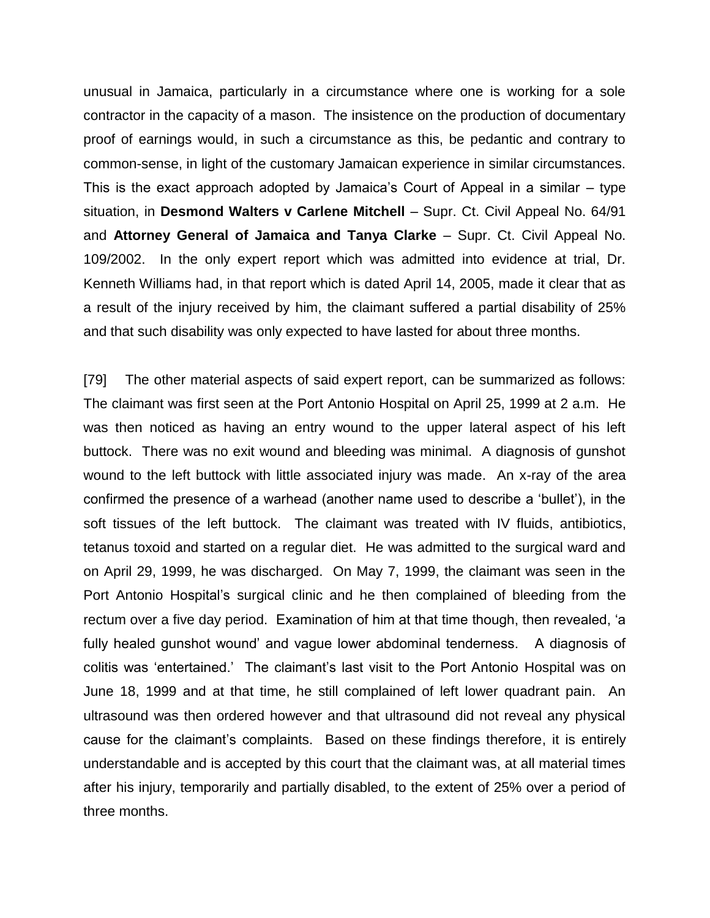unusual in Jamaica, particularly in a circumstance where one is working for a sole contractor in the capacity of a mason. The insistence on the production of documentary proof of earnings would, in such a circumstance as this, be pedantic and contrary to common-sense, in light of the customary Jamaican experience in similar circumstances. This is the exact approach adopted by Jamaica's Court of Appeal in a similar – type situation, in **Desmond Walters v Carlene Mitchell** – Supr. Ct. Civil Appeal No. 64/91 and **Attorney General of Jamaica and Tanya Clarke** – Supr. Ct. Civil Appeal No. 109/2002. In the only expert report which was admitted into evidence at trial, Dr. Kenneth Williams had, in that report which is dated April 14, 2005, made it clear that as a result of the injury received by him, the claimant suffered a partial disability of 25% and that such disability was only expected to have lasted for about three months.

[79] The other material aspects of said expert report, can be summarized as follows: The claimant was first seen at the Port Antonio Hospital on April 25, 1999 at 2 a.m. He was then noticed as having an entry wound to the upper lateral aspect of his left buttock. There was no exit wound and bleeding was minimal. A diagnosis of gunshot wound to the left buttock with little associated injury was made. An x-ray of the area confirmed the presence of a warhead (another name used to describe a 'bullet'), in the soft tissues of the left buttock. The claimant was treated with IV fluids, antibiotics, tetanus toxoid and started on a regular diet. He was admitted to the surgical ward and on April 29, 1999, he was discharged. On May 7, 1999, the claimant was seen in the Port Antonio Hospital's surgical clinic and he then complained of bleeding from the rectum over a five day period. Examination of him at that time though, then revealed, 'a fully healed gunshot wound' and vague lower abdominal tenderness. A diagnosis of colitis was 'entertained.' The claimant's last visit to the Port Antonio Hospital was on June 18, 1999 and at that time, he still complained of left lower quadrant pain. An ultrasound was then ordered however and that ultrasound did not reveal any physical cause for the claimant's complaints. Based on these findings therefore, it is entirely understandable and is accepted by this court that the claimant was, at all material times after his injury, temporarily and partially disabled, to the extent of 25% over a period of three months.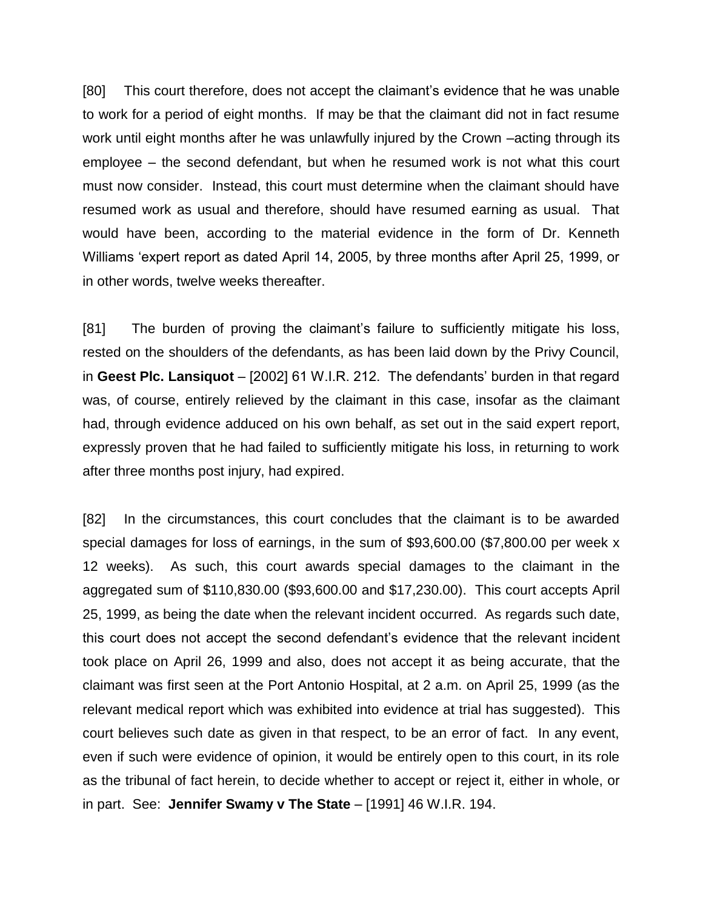[80] This court therefore, does not accept the claimant's evidence that he was unable to work for a period of eight months. If may be that the claimant did not in fact resume work until eight months after he was unlawfully injured by the Crown –acting through its employee – the second defendant, but when he resumed work is not what this court must now consider. Instead, this court must determine when the claimant should have resumed work as usual and therefore, should have resumed earning as usual. That would have been, according to the material evidence in the form of Dr. Kenneth Williams 'expert report as dated April 14, 2005, by three months after April 25, 1999, or in other words, twelve weeks thereafter.

[81] The burden of proving the claimant's failure to sufficiently mitigate his loss, rested on the shoulders of the defendants, as has been laid down by the Privy Council, in **Geest Plc. Lansiquot** – [2002] 61 W.I.R. 212. The defendants' burden in that regard was, of course, entirely relieved by the claimant in this case, insofar as the claimant had, through evidence adduced on his own behalf, as set out in the said expert report, expressly proven that he had failed to sufficiently mitigate his loss, in returning to work after three months post injury, had expired.

[82] In the circumstances, this court concludes that the claimant is to be awarded special damages for loss of earnings, in the sum of $93,600.00 ($7,800.00 per week x 12 weeks). As such, this court awards special damages to the claimant in the aggregated sum of $110,830.00 ($93,600.00 and $17,230.00). This court accepts April 25, 1999, as being the date when the relevant incident occurred. As regards such date, this court does not accept the second defendant's evidence that the relevant incident took place on April 26, 1999 and also, does not accept it as being accurate, that the claimant was first seen at the Port Antonio Hospital, at 2 a.m. on April 25, 1999 (as the relevant medical report which was exhibited into evidence at trial has suggested). This court believes such date as given in that respect, to be an error of fact. In any event, even if such were evidence of opinion, it would be entirely open to this court, in its role as the tribunal of fact herein, to decide whether to accept or reject it, either in whole, or in part. See: **Jennifer Swamy v The State** – [1991] 46 W.I.R. 194.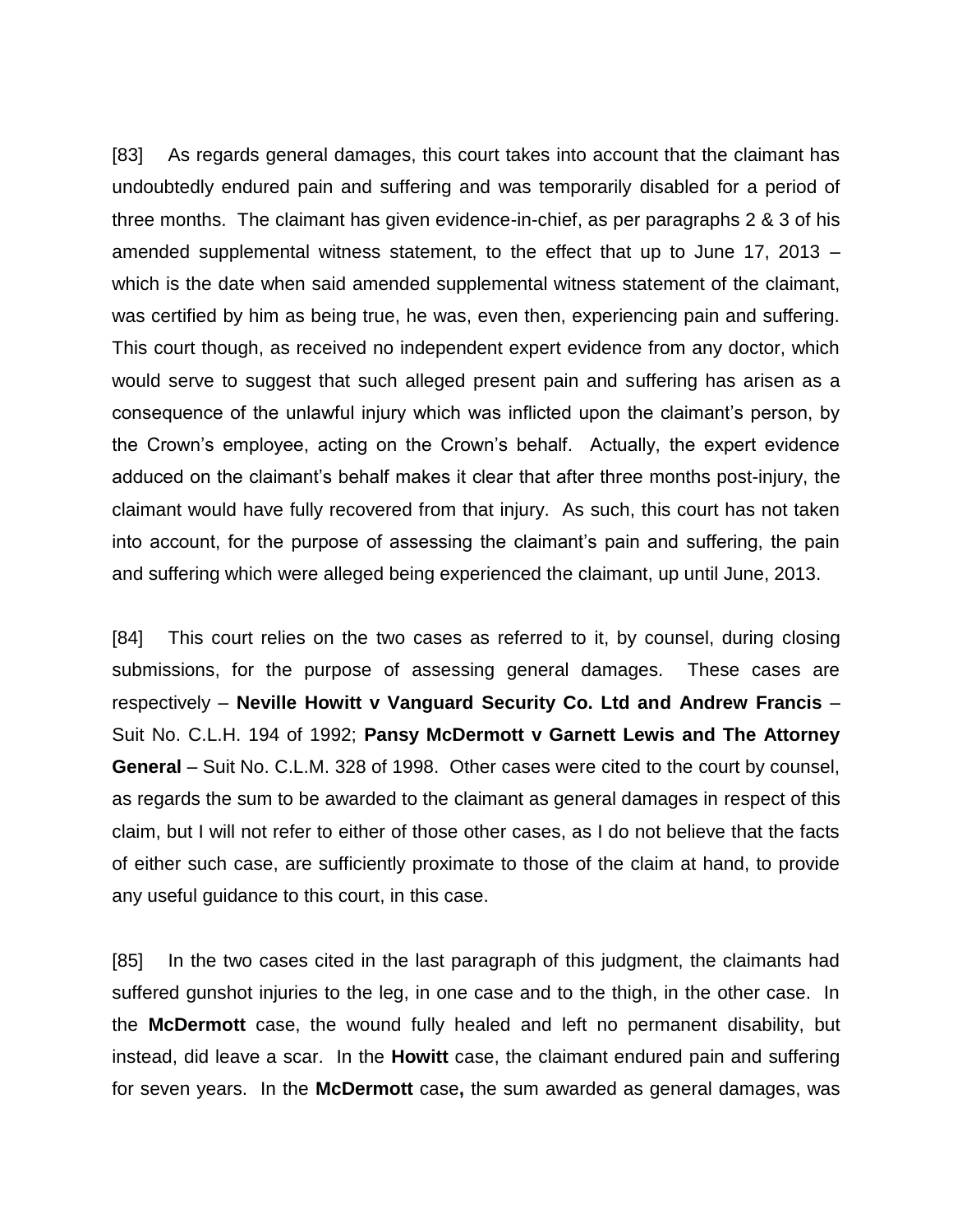[83] As regards general damages, this court takes into account that the claimant has undoubtedly endured pain and suffering and was temporarily disabled for a period of three months. The claimant has given evidence-in-chief, as per paragraphs 2 & 3 of his amended supplemental witness statement, to the effect that up to June 17, 2013 – which is the date when said amended supplemental witness statement of the claimant, was certified by him as being true, he was, even then, experiencing pain and suffering. This court though, as received no independent expert evidence from any doctor, which would serve to suggest that such alleged present pain and suffering has arisen as a consequence of the unlawful injury which was inflicted upon the claimant's person, by the Crown's employee, acting on the Crown's behalf. Actually, the expert evidence adduced on the claimant's behalf makes it clear that after three months post-injury, the claimant would have fully recovered from that injury. As such, this court has not taken into account, for the purpose of assessing the claimant's pain and suffering, the pain and suffering which were alleged being experienced the claimant, up until June, 2013.

[84] This court relies on the two cases as referred to it, by counsel, during closing submissions, for the purpose of assessing general damages. These cases are respectively – **Neville Howitt v Vanguard Security Co. Ltd and Andrew Francis** – Suit No. C.L.H. 194 of 1992; **Pansy McDermott v Garnett Lewis and The Attorney General** – Suit No. C.L.M. 328 of 1998. Other cases were cited to the court by counsel, as regards the sum to be awarded to the claimant as general damages in respect of this claim, but I will not refer to either of those other cases, as I do not believe that the facts of either such case, are sufficiently proximate to those of the claim at hand, to provide any useful guidance to this court, in this case.

[85] In the two cases cited in the last paragraph of this judgment, the claimants had suffered gunshot injuries to the leg, in one case and to the thigh, in the other case. In the **McDermott** case, the wound fully healed and left no permanent disability, but instead, did leave a scar. In the **Howitt** case, the claimant endured pain and suffering for seven years. In the **McDermott** case**,** the sum awarded as general damages, was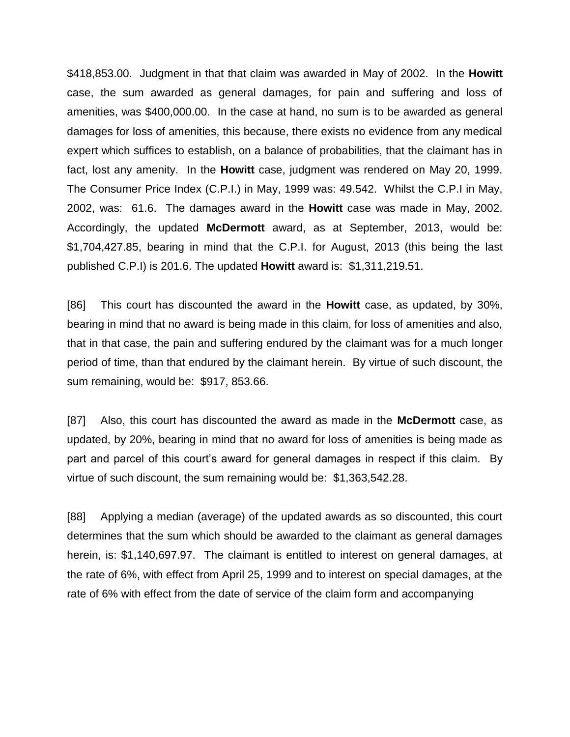$418,853.00. Judgment in that that claim was awarded in May of 2002. In the **Howitt** case, the sum awarded as general damages, for pain and suffering and loss of amenities, was $400,000.00. In the case at hand, no sum is to be awarded as general damages for loss of amenities, this because, there exists no evidence from any medical expert which suffices to establish, on a balance of probabilities, that the claimant has in fact, lost any amenity. In the **Howitt** case, judgment was rendered on May 20, 1999. The Consumer Price Index (C.P.I.) in May, 1999 was: 49.542. Whilst the C.P.I in May, 2002, was: 61.6. The damages award in the **Howitt** case was made in May, 2002. Accordingly, the updated **McDermott** award, as at September, 2013, would be: $1,704,427.85, bearing in mind that the C.P.I. for August, 2013 (this being the last published C.P.I) is 201.6. The updated **Howitt** award is: $1,311,219.51.

[86] This court has discounted the award in the **Howitt** case, as updated, by 30%, bearing in mind that no award is being made in this claim, for loss of amenities and also, that in that case, the pain and suffering endured by the claimant was for a much longer period of time, than that endured by the claimant herein. By virtue of such discount, the sum remaining, would be: $917, 853.66.

[87] Also, this court has discounted the award as made in the **McDermott** case, as updated, by 20%, bearing in mind that no award for loss of amenities is being made as part and parcel of this court's award for general damages in respect if this claim. By virtue of such discount, the sum remaining would be: $1,363,542.28.

[88] Applying a median (average) of the updated awards as so discounted, this court determines that the sum which should be awarded to the claimant as general damages herein, is: $1,140,697.97. The claimant is entitled to interest on general damages, at the rate of 6%, with effect from April 25, 1999 and to interest on special damages, at the rate of 6% with effect from the date of service of the claim form and accompanying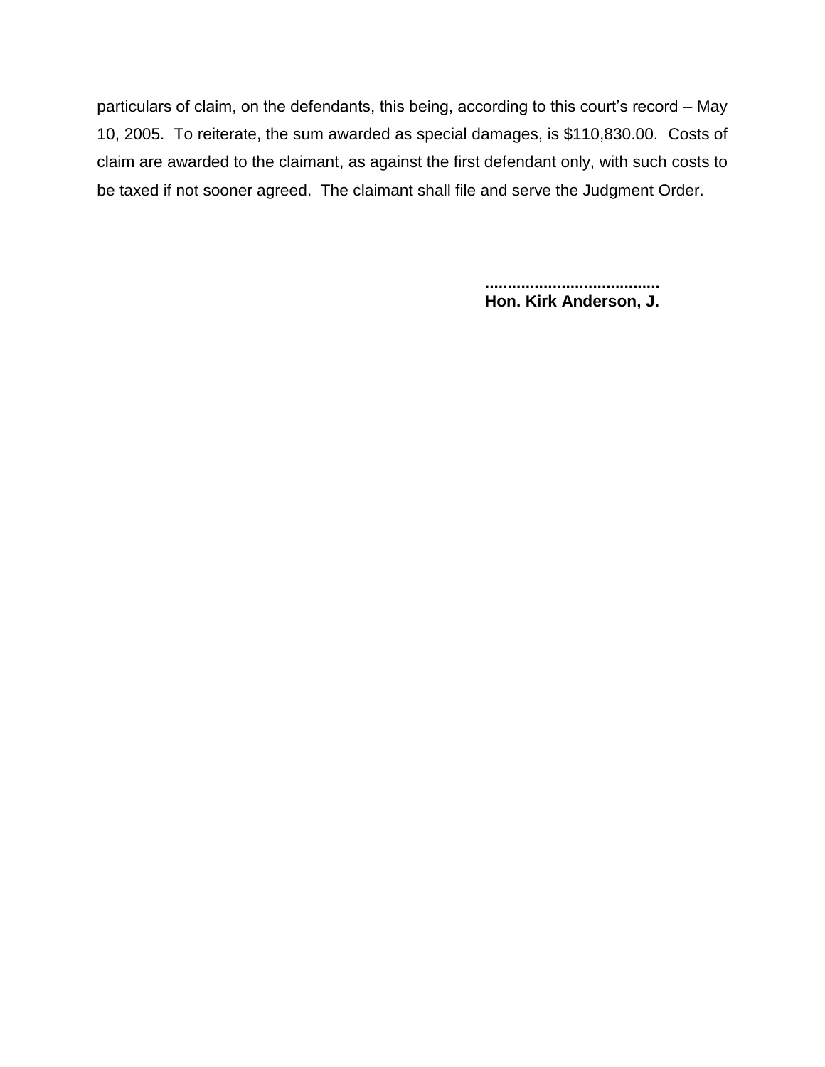particulars of claim, on the defendants, this being, according to this court's record – May 10, 2005. To reiterate, the sum awarded as special damages, is $110,830.00. Costs of claim are awarded to the claimant, as against the first defendant only, with such costs to be taxed if not sooner agreed. The claimant shall file and serve the Judgment Order.

**......................................**
**Hon. Kirk Anderson, J.**